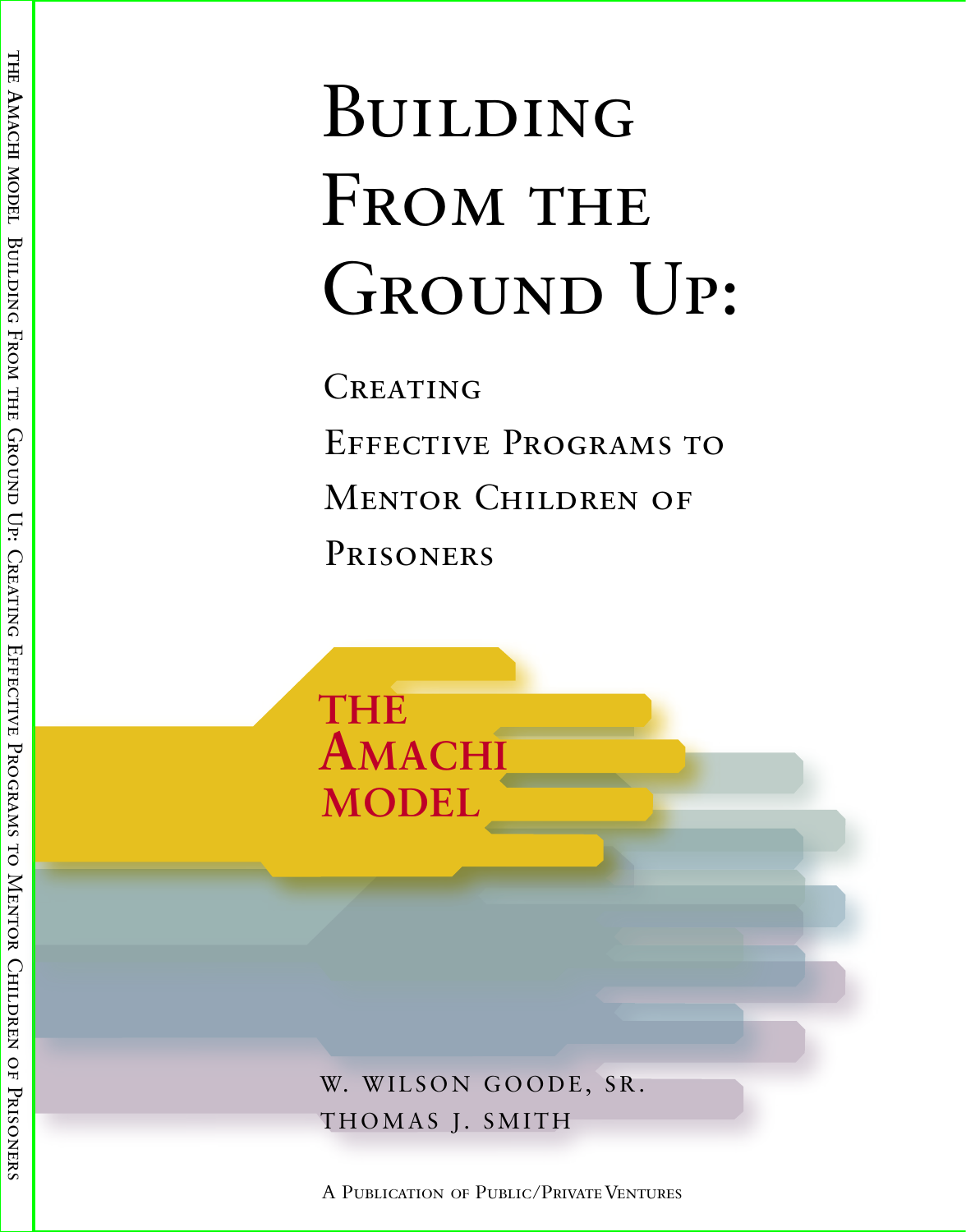# Building From the Ground Up:

## Creating Effective Programs to Mentor Children of Prisoners

**The Amachi Model**

W. Wilson Goode, Sr.

Thomas J. Smith

A Publication of Public/Private Ventures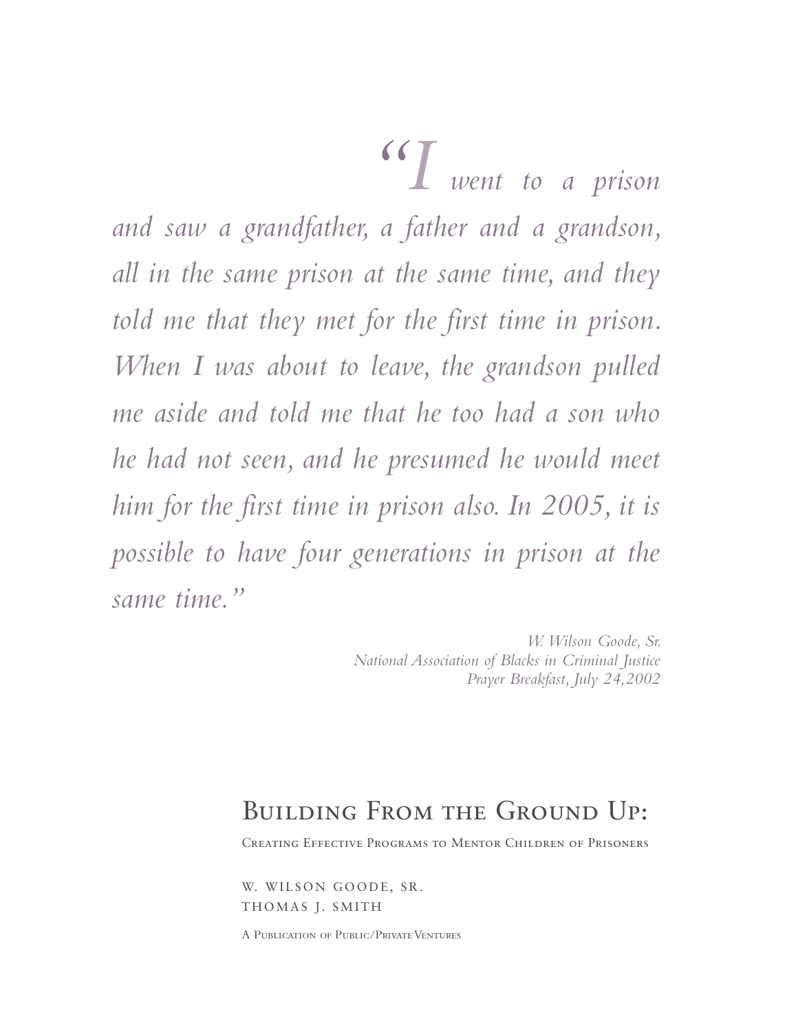*"I went to a prison and saw a grandfather, a father and a grandson, all in the same prison at the same time, and they told me that they met for the first time in prison. When I was about to leave, the grandson pulled me aside and told me that he too had a son who he had not seen, and he presumed he would meet him for the first time in prison also. In 2005, it is possible to have four generations in prison at the same time."*

*W. Wilson Goode, Sr.*
*National Association of Blacks in Criminal Justice*
*Prayer Breakfast, July 24, 2002*

# Building From the Ground Up:

## Creating Effective Programs to Mentor Children of Prisoners

W. Wilson Goode, Sr.
Thomas J. Smith

A Publication of Public/Private Ventures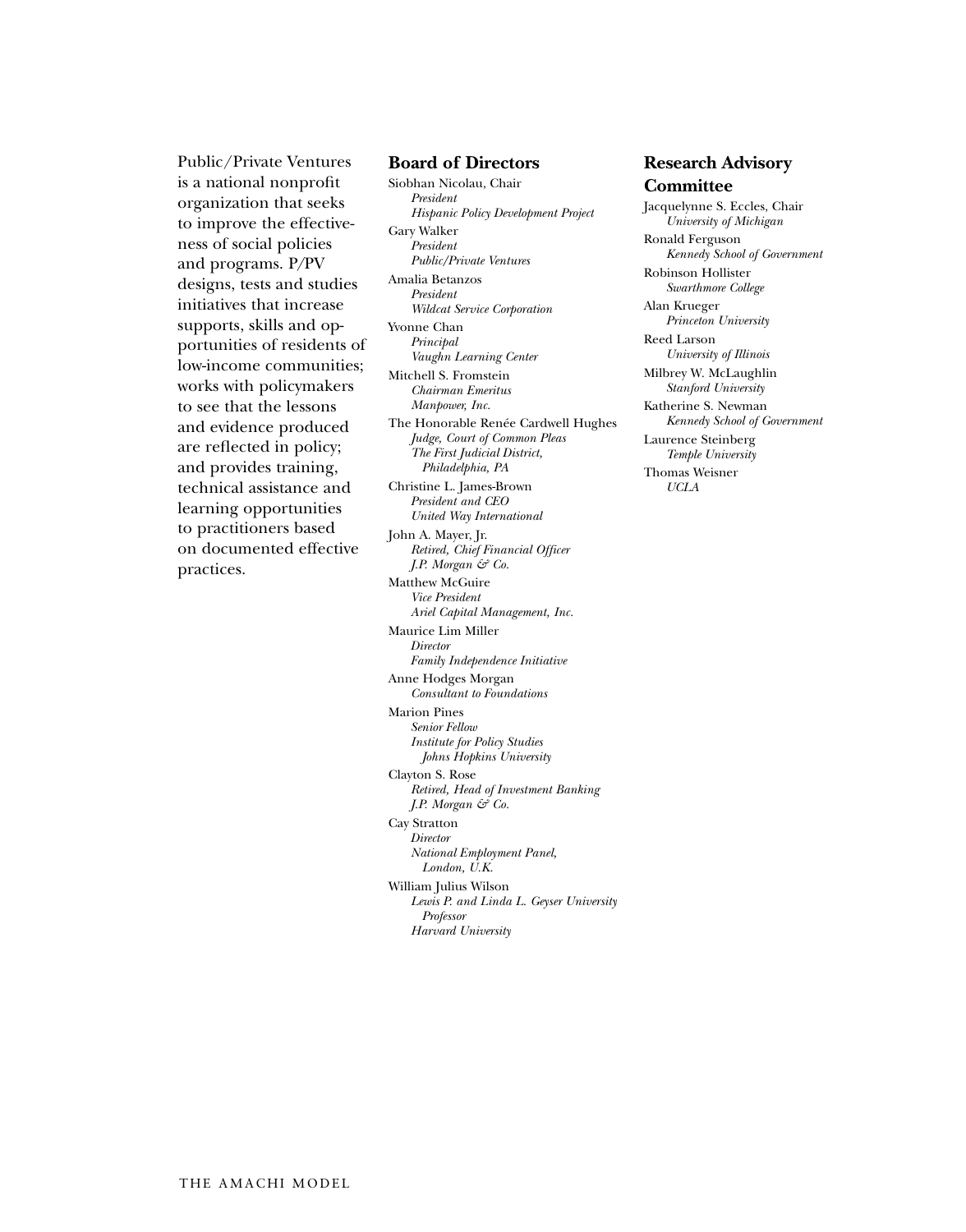Public/Private Ventures is a national nonprofit organization that seeks to improve the effectiveness of social policies and programs. P/PV designs, tests and studies initiatives that increase supports, skills and opportunities of residents of low-income communities; works with policymakers to see that the lessons and evidence produced are reflected in policy; and provides training, technical assistance and learning opportunities to practitioners based on documented effective practices.

## Board of Directors

Siobhan Nicolau, Chair
*President*
*Hispanic Policy Development Project*

Gary Walker
*President*
*Public/Private Ventures*

Amalia Betanzos
*President*
*Wildcat Service Corporation*

Yvonne Chan
*Principal*
*Vaughn Learning Center*

Mitchell S. Fromstein
*Chairman Emeritus*
*Manpower, Inc.*

The Honorable Renée Cardwell Hughes
*Judge, Court of Common Pleas*
*The First Judicial District, Philadelphia, PA*

Christine L. James-Brown
*President and CEO*
*United Way International*

John A. Mayer, Jr.
*Retired, Chief Financial Officer*
*J.P. Morgan & Co.*

Matthew McGuire
*Vice President*
*Ariel Capital Management, Inc.*

Maurice Lim Miller
*Director*
*Family Independence Initiative*

Anne Hodges Morgan
*Consultant to Foundations*

Marion Pines
*Senior Fellow*
*Institute for Policy Studies*
*Johns Hopkins University*

Clayton S. Rose
*Retired, Head of Investment Banking*
*J.P. Morgan & Co.*

Cay Stratton
*Director*
*National Employment Panel, London, U.K.*

William Julius Wilson
*Lewis P. and Linda L. Geyser University Professor*
*Harvard University*

## Research Advisory Committee

Jacquelynne S. Eccles, Chair
*University of Michigan*

Ronald Ferguson
*Kennedy School of Government*

Robinson Hollister
*Swarthmore College*

Alan Krueger
*Princeton University*

Reed Larson
*University of Illinois*

Milbrey W. McLaughlin
*Stanford University*

Katherine S. Newman
*Kennedy School of Government*

Laurence Steinberg
*Temple University*

Thomas Weisner
*UCLA*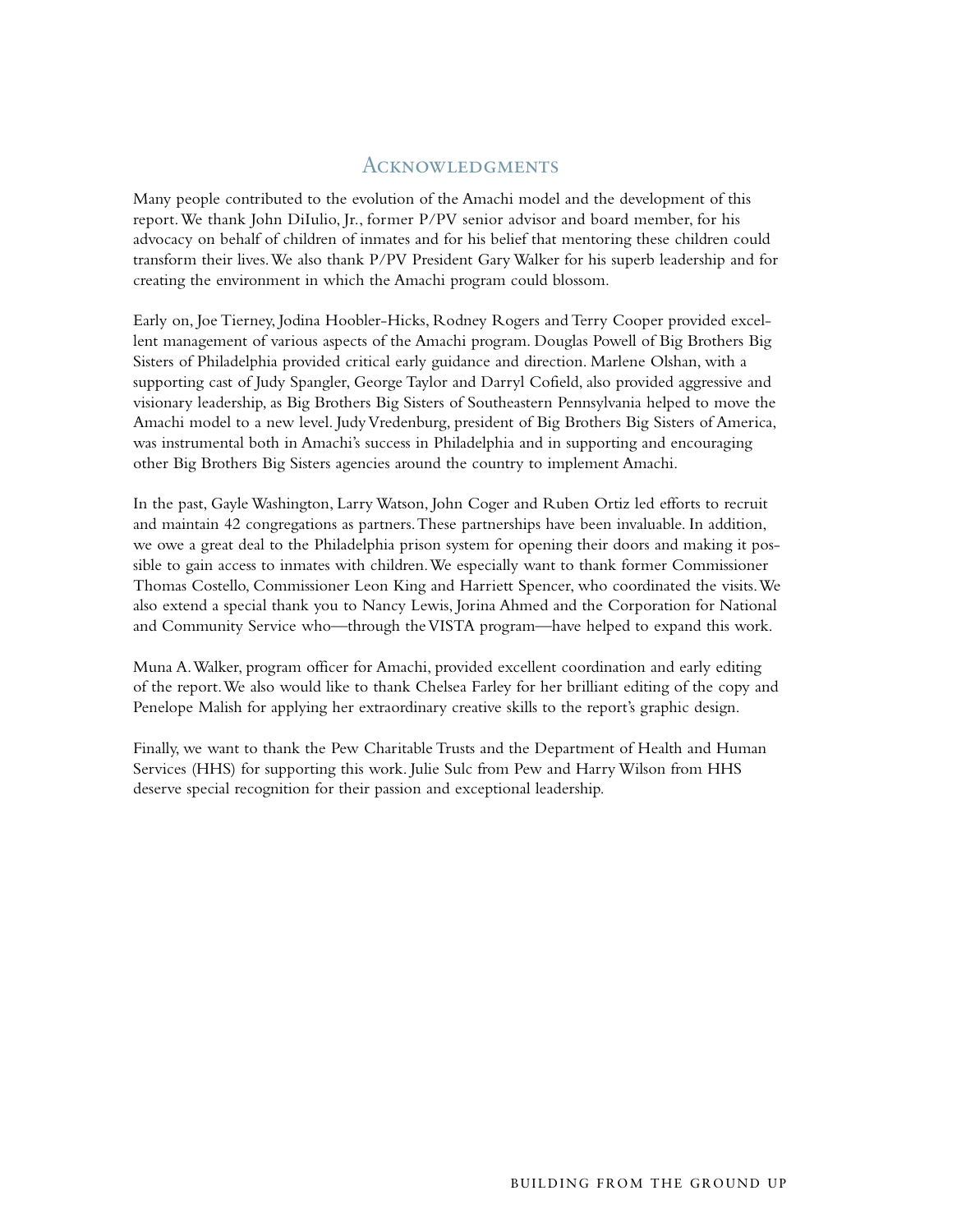## Acknowledgments

Many people contributed to the evolution of the Amachi model and the development of this report. We thank John DiIulio, Jr., former P/PV senior advisor and board member, for his advocacy on behalf of children of inmates and for his belief that mentoring these children could transform their lives. We also thank P/PV President Gary Walker for his superb leadership and for creating the environment in which the Amachi program could blossom.

Early on, Joe Tierney, Jodina Hoobler-Hicks, Rodney Rogers and Terry Cooper provided excellent management of various aspects of the Amachi program. Douglas Powell of Big Brothers Big Sisters of Philadelphia provided critical early guidance and direction. Marlene Olshan, with a supporting cast of Judy Spangler, George Taylor and Darryl Cofield, also provided aggressive and visionary leadership, as Big Brothers Big Sisters of Southeastern Pennsylvania helped to move the Amachi model to a new level. Judy Vredenburg, president of Big Brothers Big Sisters of America, was instrumental both in Amachi's success in Philadelphia and in supporting and encouraging other Big Brothers Big Sisters agencies around the country to implement Amachi.

In the past, Gayle Washington, Larry Watson, John Coger and Ruben Ortiz led efforts to recruit and maintain 42 congregations as partners. These partnerships have been invaluable. In addition, we owe a great deal to the Philadelphia prison system for opening their doors and making it possible to gain access to inmates with children. We especially want to thank former Commissioner Thomas Costello, Commissioner Leon King and Harriett Spencer, who coordinated the visits. We also extend a special thank you to Nancy Lewis, Jorina Ahmed and the Corporation for National and Community Service who—through the VISTA program—have helped to expand this work.

Muna A. Walker, program officer for Amachi, provided excellent coordination and early editing of the report. We also would like to thank Chelsea Farley for her brilliant editing of the copy and Penelope Malish for applying her extraordinary creative skills to the report's graphic design.

Finally, we want to thank the Pew Charitable Trusts and the Department of Health and Human Services (HHS) for supporting this work. Julie Sulc from Pew and Harry Wilson from HHS deserve special recognition for their passion and exceptional leadership.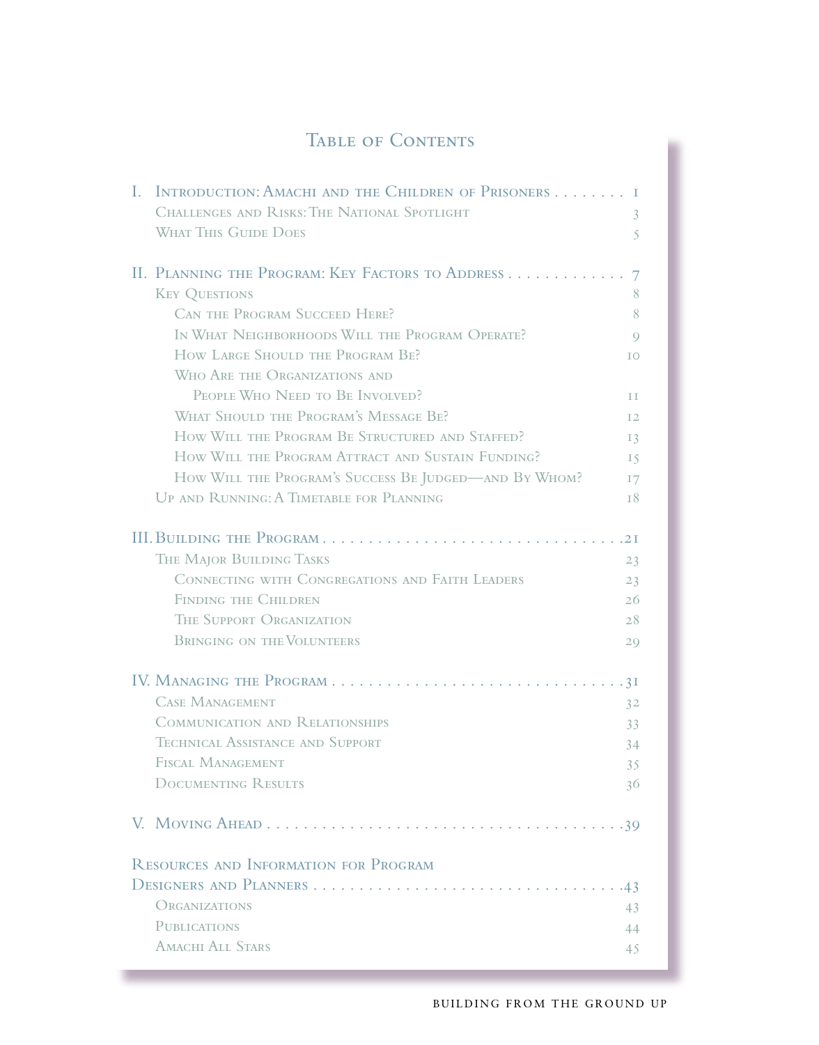# Table of Contents

I. Introduction: Amachi and the Children of Prisoners . . . . . . . . 1
- Challenges and Risks: The National Spotlight 3
- What This Guide Does 5

II. Planning the Program: Key Factors to Address . . . . . . . . . . . . . 7
- Key Questions 8
  - Can the Program Succeed Here? 8
  - In What Neighborhoods Will the Program Operate? 9
  - How Large Should the Program Be? 10
  - Who Are the Organizations and People Who Need to Be Involved? 11
  - What Should the Program's Message Be? 12
  - How Will the Program Be Structured and Staffed? 13
  - How Will the Program Attract and Sustain Funding? 15
  - How Will the Program's Success Be Judged—and By Whom? 17
- Up and Running: A Timetable for Planning 18

III. Building the Program . . . . . . . . . . . . . . . . . . . . . . . . . . . . . . . .21
- The Major Building Tasks 23
  - Connecting with Congregations and Faith Leaders 23
  - Finding the Children 26
  - The Support Organization 28
  - Bringing on the Volunteers 29

IV. Managing the Program . . . . . . . . . . . . . . . . . . . . . . . . . . . . . . .31
- Case Management 32
- Communication and Relationships 33
- Technical Assistance and Support 34
- Fiscal Management 35
- Documenting Results 36

V. Moving Ahead . . . . . . . . . . . . . . . . . . . . . . . . . . . . . . . . . . . . .39

Resources and Information for Program Designers and Planners . . . . . . . . . . . . . . . . . . . . . . . . . . . . . . .43
- Organizations 43
- Publications 44
- Amachi All Stars 45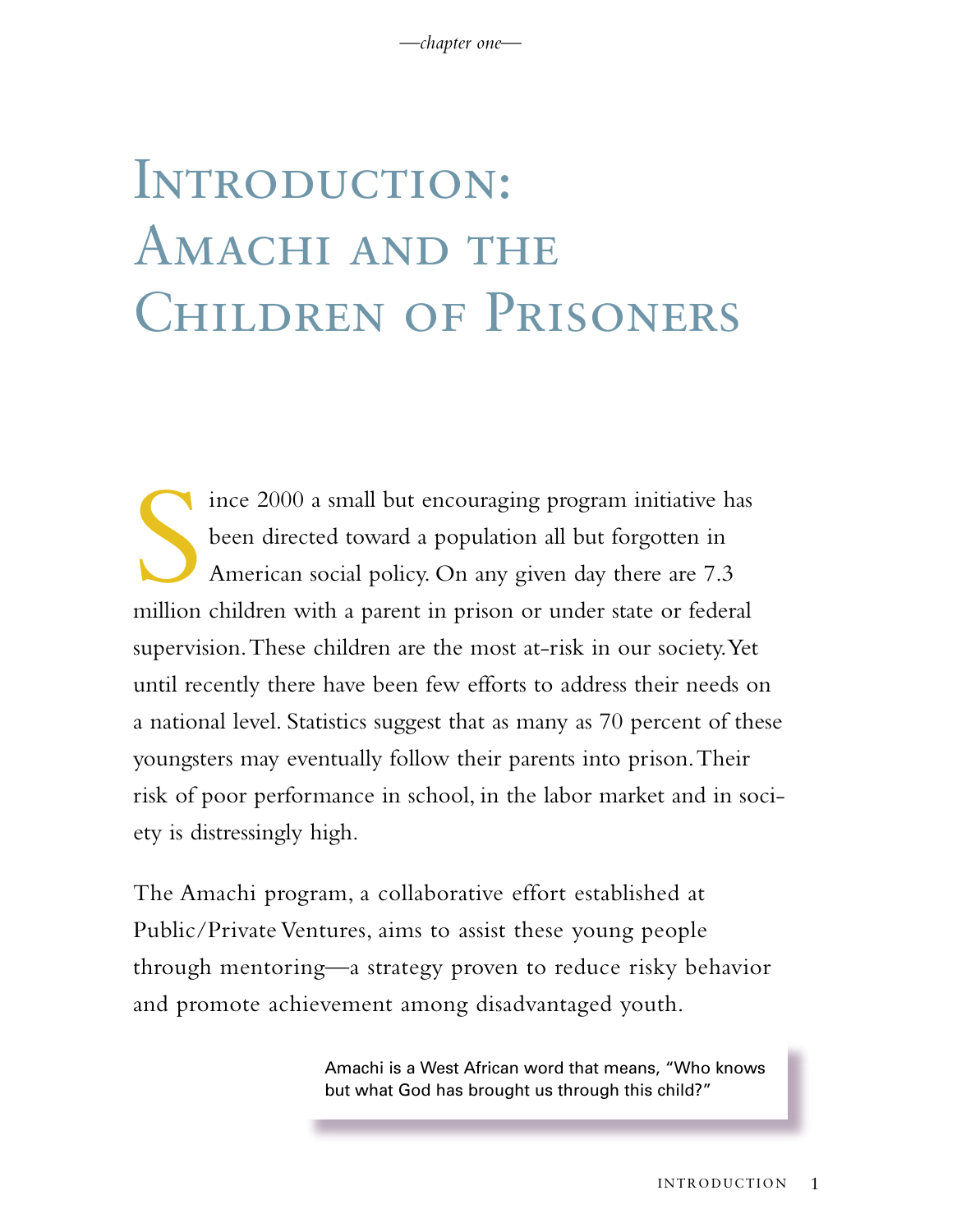*—chapter one—*

# Introduction: Amachi and the Children of Prisoners

Since 2000 a small but encouraging program initiative has been directed toward a population all but forgotten in American social policy. On any given day there are 7.3 million children with a parent in prison or under state or federal supervision. These children are the most at-risk in our society. Yet until recently there have been few efforts to address their needs on a national level. Statistics suggest that as many as 70 percent of these youngsters may eventually follow their parents into prison. Their risk of poor performance in school, in the labor market and in society is distressingly high.

The Amachi program, a collaborative effort established at Public/Private Ventures, aims to assist these young people through mentoring—a strategy proven to reduce risky behavior and promote achievement among disadvantaged youth.

> Amachi is a West African word that means, "Who knows but what God has brought us through this child?"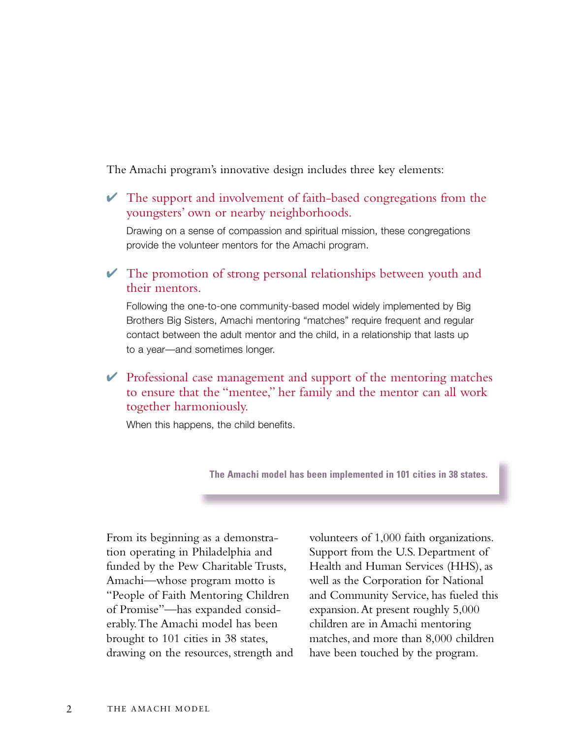The Amachi program's innovative design includes three key elements:

- ✔ **The support and involvement of faith-based congregations from the youngsters' own or nearby neighborhoods.**

  Drawing on a sense of compassion and spiritual mission, these congregations provide the volunteer mentors for the Amachi program.

- ✔ **The promotion of strong personal relationships between youth and their mentors.**

  Following the one-to-one community-based model widely implemented by Big Brothers Big Sisters, Amachi mentoring "matches" require frequent and regular contact between the adult mentor and the child, in a relationship that lasts up to a year—and sometimes longer.

- ✔ **Professional case management and support of the mentoring matches to ensure that the "mentee," her family and the mentor can all work together harmoniously.**

  When this happens, the child benefits.

> **The Amachi model has been implemented in 101 cities in 38 states.**

From its beginning as a demonstration operating in Philadelphia and funded by the Pew Charitable Trusts, Amachi—whose program motto is "People of Faith Mentoring Children of Promise"—has expanded considerably. The Amachi model has been brought to 101 cities in 38 states, drawing on the resources, strength and volunteers of 1,000 faith organizations. Support from the U.S. Department of Health and Human Services (HHS), as well as the Corporation for National and Community Service, has fueled this expansion. At present roughly 5,000 children are in Amachi mentoring matches, and more than 8,000 children have been touched by the program.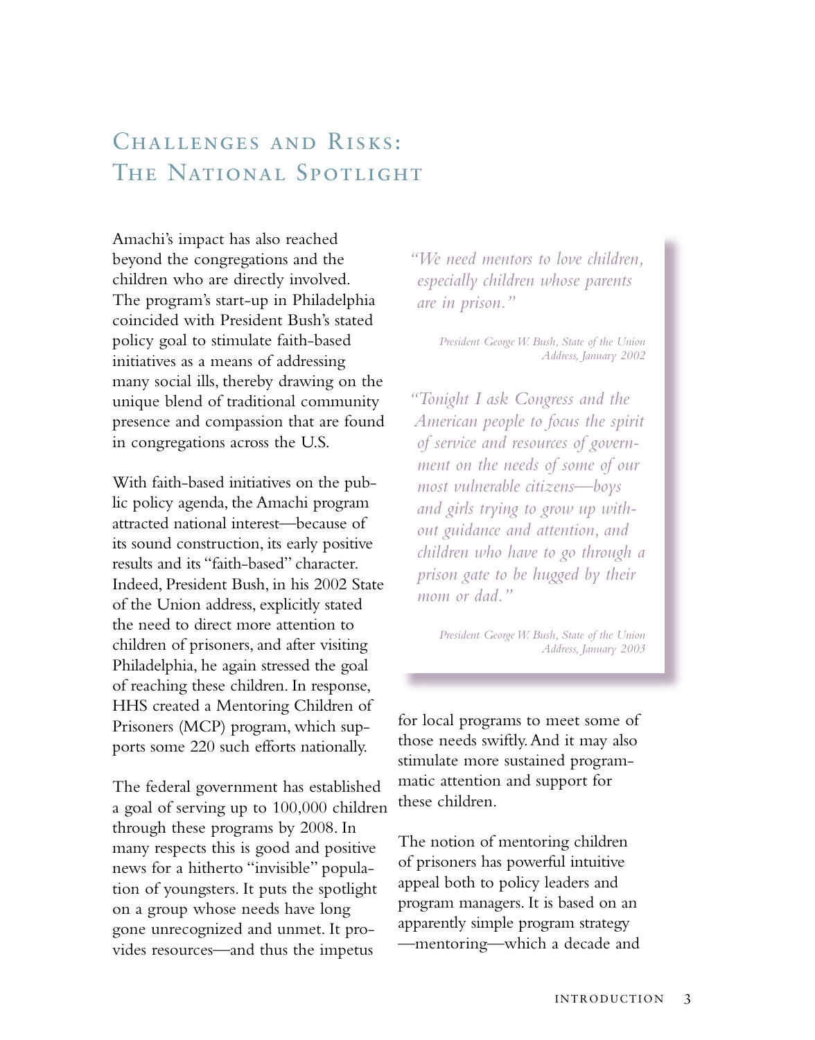## Challenges and Risks: The National Spotlight

Amachi's impact has also reached beyond the congregations and the children who are directly involved. The program's start-up in Philadelphia coincided with President Bush's stated policy goal to stimulate faith-based initiatives as a means of addressing many social ills, thereby drawing on the unique blend of traditional community presence and compassion that are found in congregations across the U.S.

With faith-based initiatives on the public policy agenda, the Amachi program attracted national interest—because of its sound construction, its early positive results and its "faith-based" character. Indeed, President Bush, in his 2002 State of the Union address, explicitly stated the need to direct more attention to children of prisoners, and after visiting Philadelphia, he again stressed the goal of reaching these children. In response, HHS created a Mentoring Children of Prisoners (MCP) program, which supports some 220 such efforts nationally.

> *"We need mentors to love children, especially children whose parents are in prison."*
>
> President George W. Bush, State of the Union Address, January 2002

> *"Tonight I ask Congress and the American people to focus the spirit of service and resources of government on the needs of some of our most vulnerable citizens—boys and girls trying to grow up without guidance and attention, and children who have to go through a prison gate to be hugged by their mom or dad."*
>
> President George W. Bush, State of the Union Address, January 2003

The federal government has established a goal of serving up to 100,000 children through these programs by 2008. In many respects this is good and positive news for a hitherto "invisible" population of youngsters. It puts the spotlight on a group whose needs have long gone unrecognized and unmet. It provides resources—and thus the impetus for local programs to meet some of those needs swiftly. And it may also stimulate more sustained programmatic attention and support for these children.

The notion of mentoring children of prisoners has powerful intuitive appeal both to policy leaders and program managers. It is based on an apparently simple program strategy —mentoring—which a decade and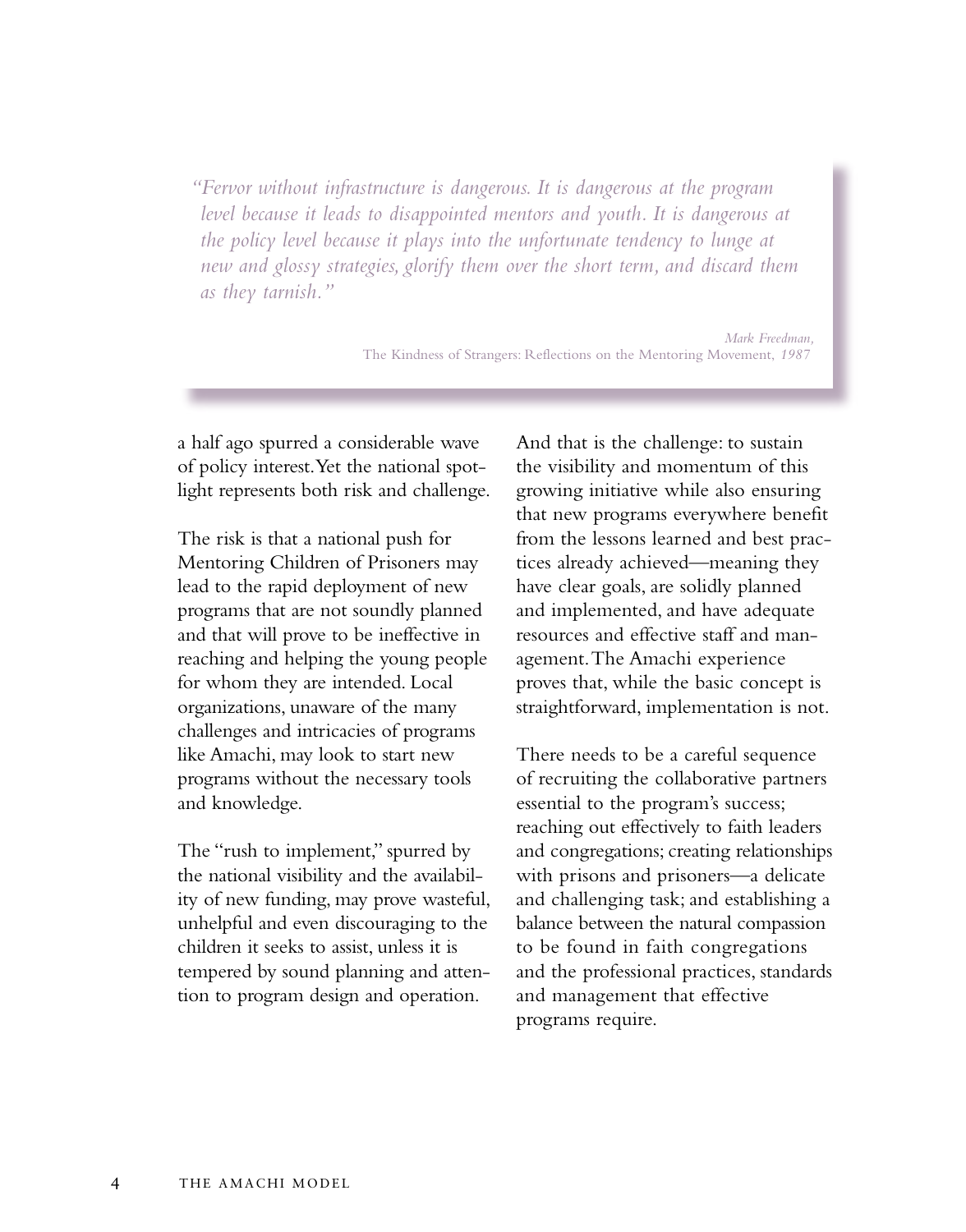> *"Fervor without infrastructure is dangerous. It is dangerous at the program level because it leads to disappointed mentors and youth. It is dangerous at the policy level because it plays into the unfortunate tendency to lunge at new and glossy strategies, glorify them over the short term, and discard them as they tarnish."*
>
> *Mark Freedman,*
> The Kindness of Strangers: Reflections on the Mentoring Movement, *1987*

a half ago spurred a considerable wave of policy interest. Yet the national spotlight represents both risk and challenge.

The risk is that a national push for Mentoring Children of Prisoners may lead to the rapid deployment of new programs that are not soundly planned and that will prove to be ineffective in reaching and helping the young people for whom they are intended. Local organizations, unaware of the many challenges and intricacies of programs like Amachi, may look to start new programs without the necessary tools and knowledge.

The "rush to implement," spurred by the national visibility and the availability of new funding, may prove wasteful, unhelpful and even discouraging to the children it seeks to assist, unless it is tempered by sound planning and attention to program design and operation.

And that is the challenge: to sustain the visibility and momentum of this growing initiative while also ensuring that new programs everywhere benefit from the lessons learned and best practices already achieved—meaning they have clear goals, are solidly planned and implemented, and have adequate resources and effective staff and management. The Amachi experience proves that, while the basic concept is straightforward, implementation is not.

There needs to be a careful sequence of recruiting the collaborative partners essential to the program's success; reaching out effectively to faith leaders and congregations; creating relationships with prisons and prisoners—a delicate and challenging task; and establishing a balance between the natural compassion to be found in faith congregations and the professional practices, standards and management that effective programs require.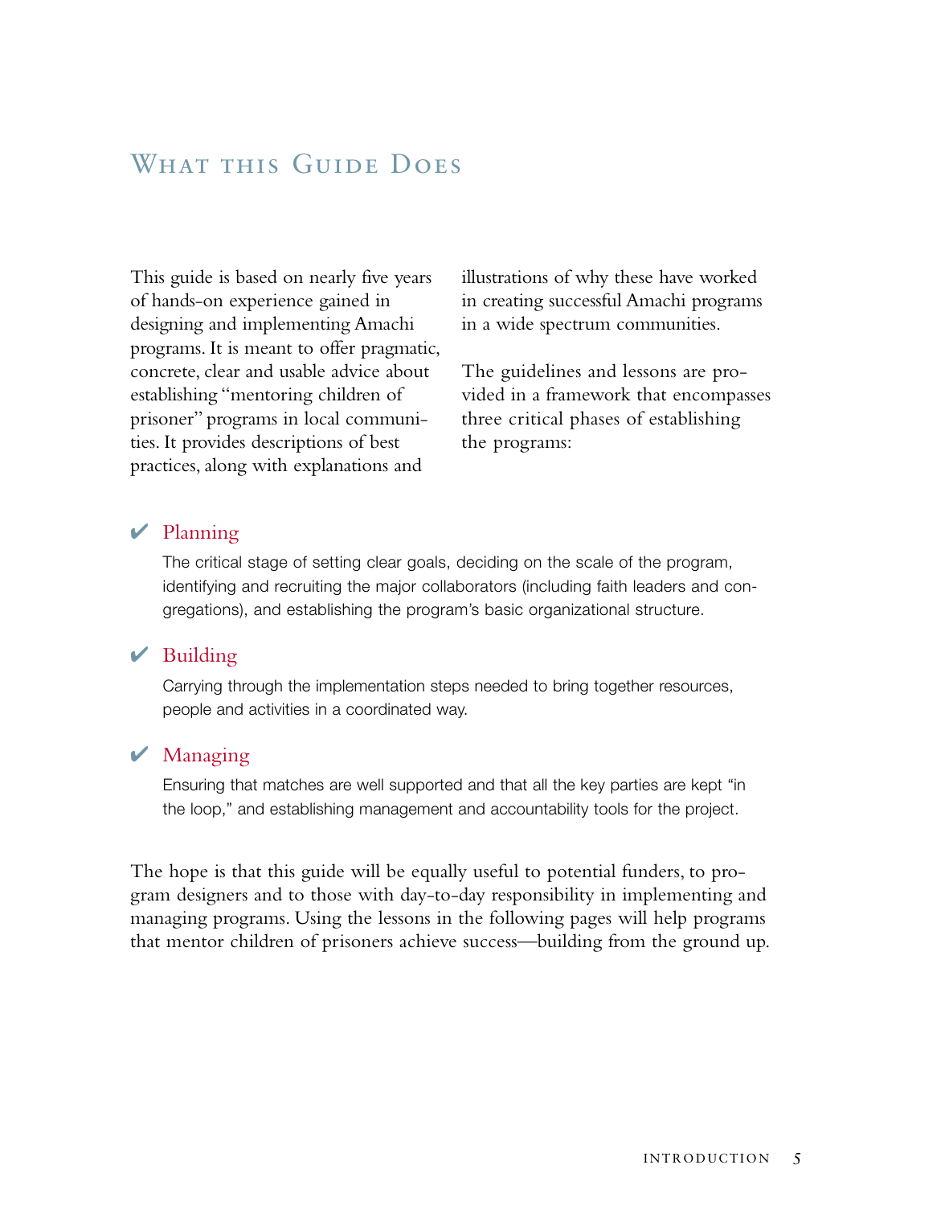## What this Guide Does

This guide is based on nearly five years of hands-on experience gained in designing and implementing Amachi programs. It is meant to offer pragmatic, concrete, clear and usable advice about establishing "mentoring children of prisoner" programs in local communities. It provides descriptions of best practices, along with explanations and illustrations of why these have worked in creating successful Amachi programs in a wide spectrum communities.

The guidelines and lessons are provided in a framework that encompasses three critical phases of establishing the programs:

✔ **Planning**

The critical stage of setting clear goals, deciding on the scale of the program, identifying and recruiting the major collaborators (including faith leaders and congregations), and establishing the program's basic organizational structure.

✔ **Building**

Carrying through the implementation steps needed to bring together resources, people and activities in a coordinated way.

✔ **Managing**

Ensuring that matches are well supported and that all the key parties are kept "in the loop," and establishing management and accountability tools for the project.

The hope is that this guide will be equally useful to potential funders, to program designers and to those with day-to-day responsibility in implementing and managing programs. Using the lessons in the following pages will help programs that mentor children of prisoners achieve success—building from the ground up.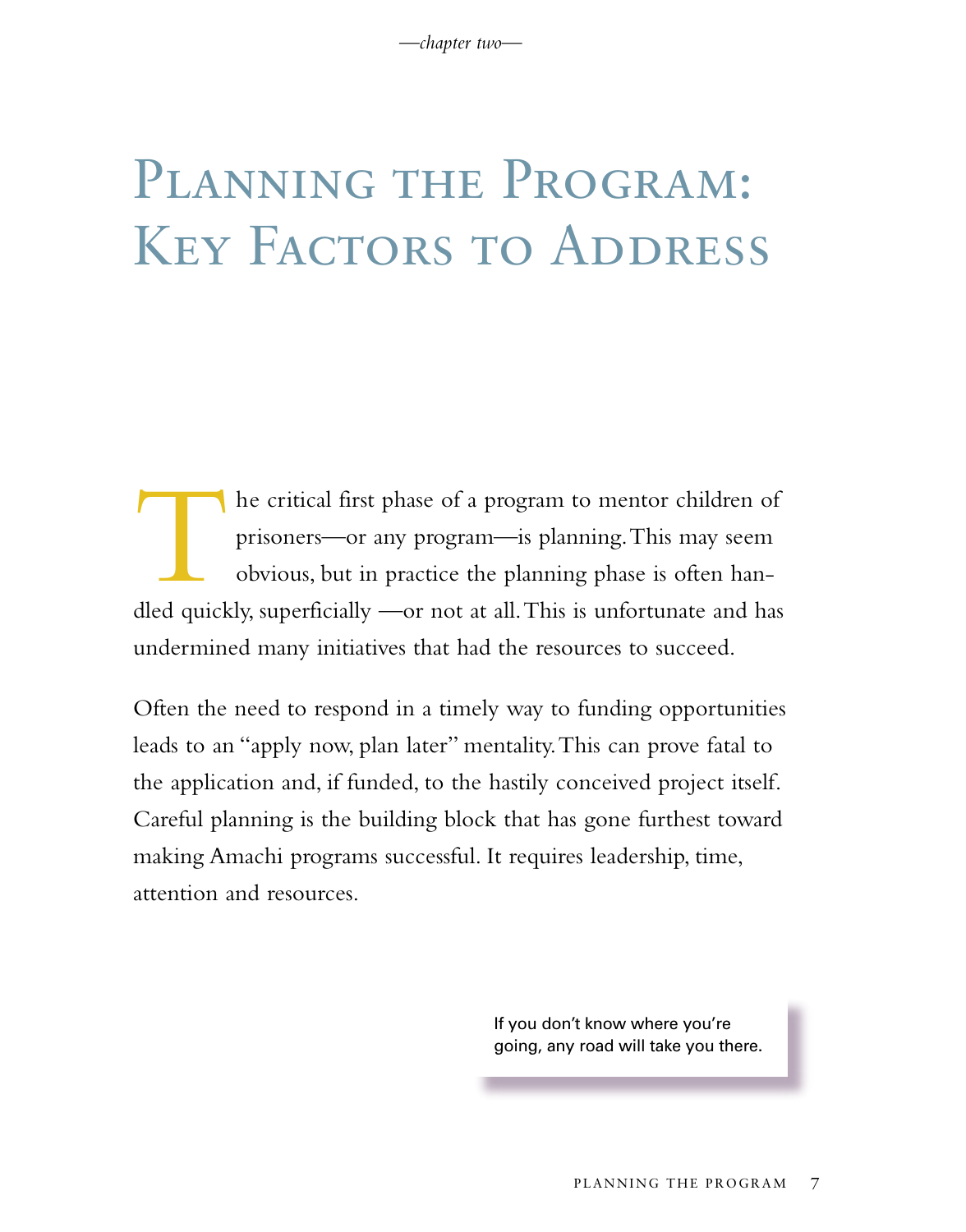*—chapter two—*

# Planning the Program: Key Factors to Address

The critical first phase of a program to mentor children of prisoners—or any program—is planning. This may seem obvious, but in practice the planning phase is often handled quickly, superficially —or not at all. This is unfortunate and has undermined many initiatives that had the resources to succeed.

Often the need to respond in a timely way to funding opportunities leads to an "apply now, plan later" mentality. This can prove fatal to the application and, if funded, to the hastily conceived project itself. Careful planning is the building block that has gone furthest toward making Amachi programs successful. It requires leadership, time, attention and resources.

> If you don't know where you're going, any road will take you there.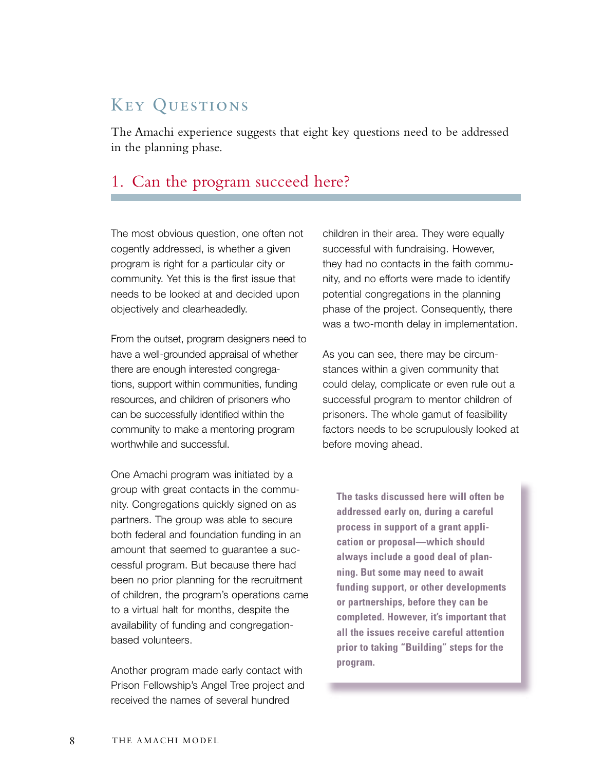# Key Questions

The Amachi experience suggests that eight key questions need to be addressed in the planning phase.

## 1. Can the program succeed here?

The most obvious question, one often not cogently addressed, is whether a given program is right for a particular city or community. Yet this is the first issue that needs to be looked at and decided upon objectively and clearheadedly.

From the outset, program designers need to have a well-grounded appraisal of whether there are enough interested congregations, support within communities, funding resources, and children of prisoners who can be successfully identified within the community to make a mentoring program worthwhile and successful.

One Amachi program was initiated by a group with great contacts in the community. Congregations quickly signed on as partners. The group was able to secure both federal and foundation funding in an amount that seemed to guarantee a successful program. But because there had been no prior planning for the recruitment of children, the program's operations came to a virtual halt for months, despite the availability of funding and congregation-based volunteers.

Another program made early contact with Prison Fellowship's Angel Tree project and received the names of several hundred children in their area. They were equally successful with fundraising. However, they had no contacts in the faith community, and no efforts were made to identify potential congregations in the planning phase of the project. Consequently, there was a two-month delay in implementation.

As you can see, there may be circumstances within a given community that could delay, complicate or even rule out a successful program to mentor children of prisoners. The whole gamut of feasibility factors needs to be scrupulously looked at before moving ahead.

**The tasks discussed here will often be addressed early on, during a careful process in support of a grant application or proposal—which should always include a good deal of planning. But some may need to await funding support, or other developments or partnerships, before they can be completed. However, it's important that all the issues receive careful attention prior to taking "Building" steps for the program.**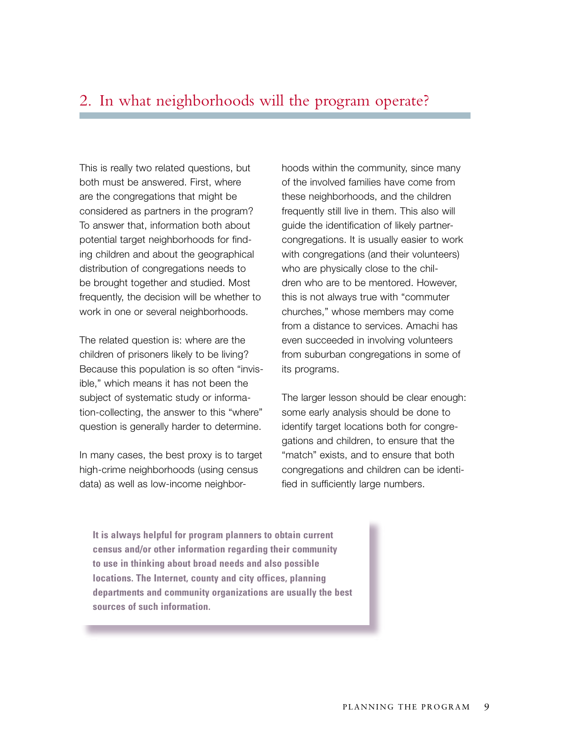## 2. In what neighborhoods will the program operate?

This is really two related questions, but both must be answered. First, where are the congregations that might be considered as partners in the program? To answer that, information both about potential target neighborhoods for finding children and about the geographical distribution of congregations needs to be brought together and studied. Most frequently, the decision will be whether to work in one or several neighborhoods.

The related question is: where are the children of prisoners likely to be living? Because this population is so often "invisible," which means it has not been the subject of systematic study or information-collecting, the answer to this "where" question is generally harder to determine.

In many cases, the best proxy is to target high-crime neighborhoods (using census data) as well as low-income neighborhoods within the community, since many of the involved families have come from these neighborhoods, and the children frequently still live in them. This also will guide the identification of likely partner-congregations. It is usually easier to work with congregations (and their volunteers) who are physically close to the children who are to be mentored. However, this is not always true with "commuter churches," whose members may come from a distance to services. Amachi has even succeeded in involving volunteers from suburban congregations in some of its programs.

The larger lesson should be clear enough: some early analysis should be done to identify target locations both for congregations and children, to ensure that the "match" exists, and to ensure that both congregations and children can be identified in sufficiently large numbers.

**It is always helpful for program planners to obtain current census and/or other information regarding their community to use in thinking about broad needs and also possible locations. The Internet, county and city offices, planning departments and community organizations are usually the best sources of such information.**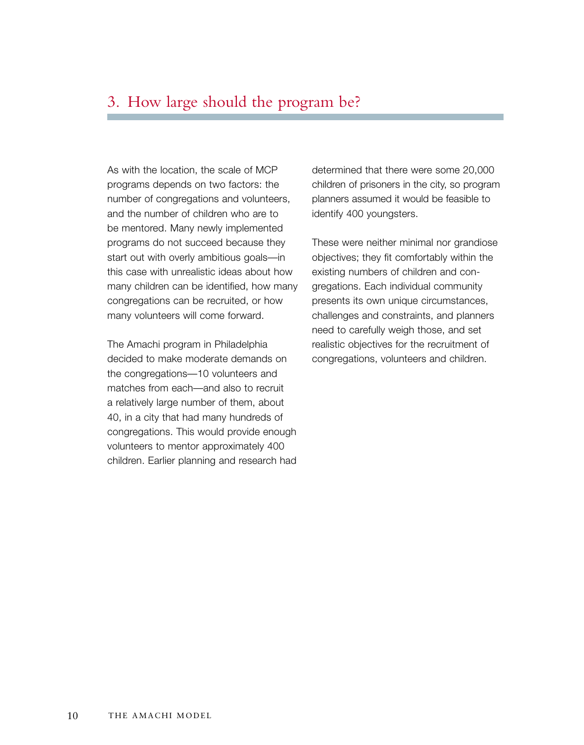## 3. How large should the program be?

As with the location, the scale of MCP programs depends on two factors: the number of congregations and volunteers, and the number of children who are to be mentored. Many newly implemented programs do not succeed because they start out with overly ambitious goals—in this case with unrealistic ideas about how many children can be identified, how many congregations can be recruited, or how many volunteers will come forward.

The Amachi program in Philadelphia decided to make moderate demands on the congregations—10 volunteers and matches from each—and also to recruit a relatively large number of them, about 40, in a city that had many hundreds of congregations. This would provide enough volunteers to mentor approximately 400 children. Earlier planning and research had determined that there were some 20,000 children of prisoners in the city, so program planners assumed it would be feasible to identify 400 youngsters.

These were neither minimal nor grandiose objectives; they fit comfortably within the existing numbers of children and congregations. Each individual community presents its own unique circumstances, challenges and constraints, and planners need to carefully weigh those, and set realistic objectives for the recruitment of congregations, volunteers and children.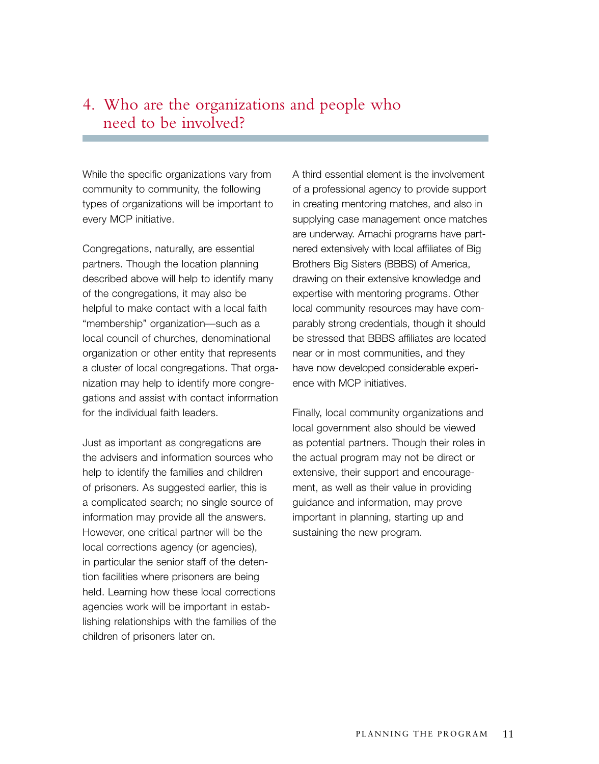## 4. Who are the organizations and people who need to be involved?

While the specific organizations vary from community to community, the following types of organizations will be important to every MCP initiative.

Congregations, naturally, are essential partners. Though the location planning described above will help to identify many of the congregations, it may also be helpful to make contact with a local faith "membership" organization—such as a local council of churches, denominational organization or other entity that represents a cluster of local congregations. That organization may help to identify more congregations and assist with contact information for the individual faith leaders.

Just as important as congregations are the advisers and information sources who help to identify the families and children of prisoners. As suggested earlier, this is a complicated search; no single source of information may provide all the answers. However, one critical partner will be the local corrections agency (or agencies), in particular the senior staff of the detention facilities where prisoners are being held. Learning how these local corrections agencies work will be important in establishing relationships with the families of the children of prisoners later on.

A third essential element is the involvement of a professional agency to provide support in creating mentoring matches, and also in supplying case management once matches are underway. Amachi programs have partnered extensively with local affiliates of Big Brothers Big Sisters (BBBS) of America, drawing on their extensive knowledge and expertise with mentoring programs. Other local community resources may have comparably strong credentials, though it should be stressed that BBBS affiliates are located near or in most communities, and they have now developed considerable experience with MCP initiatives.

Finally, local community organizations and local government also should be viewed as potential partners. Though their roles in the actual program may not be direct or extensive, their support and encouragement, as well as their value in providing guidance and information, may prove important in planning, starting up and sustaining the new program.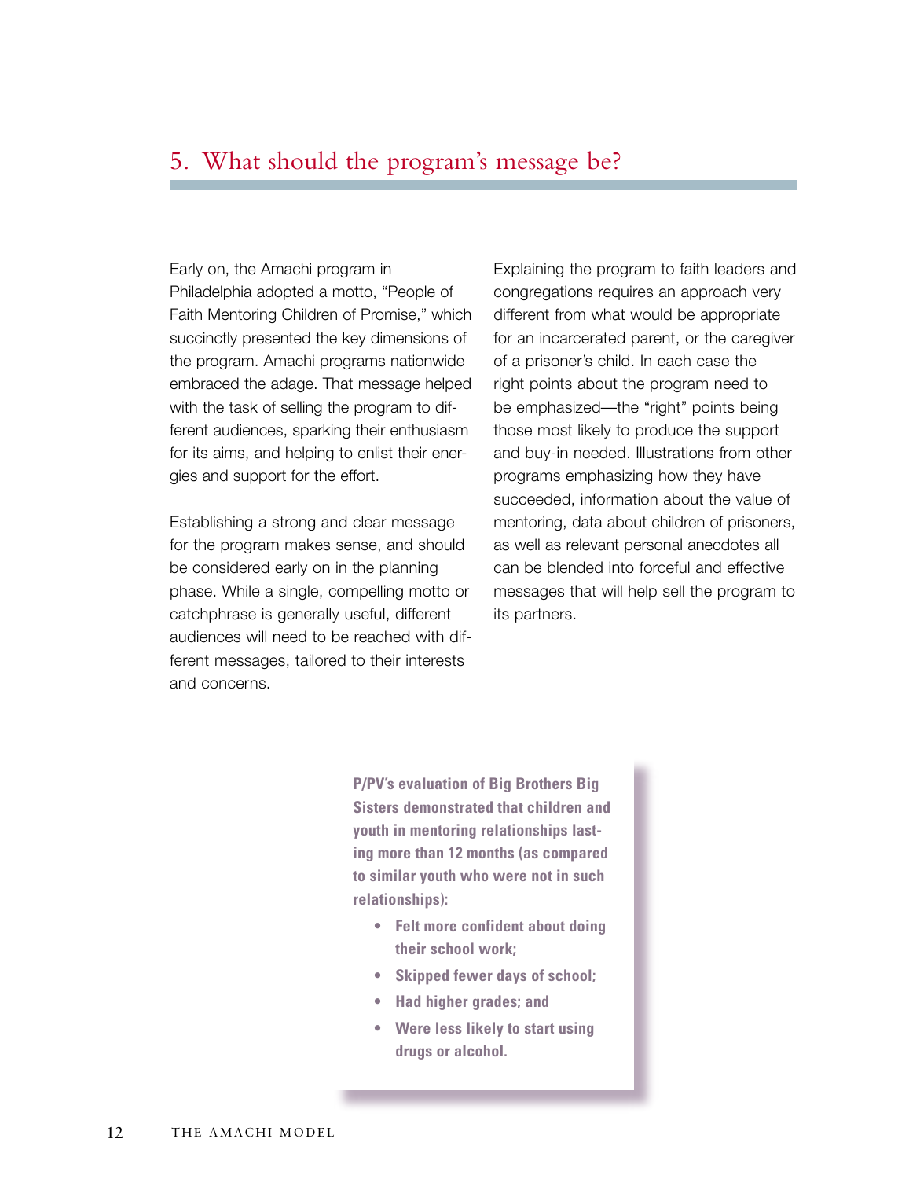## 5. What should the program's message be?

Early on, the Amachi program in Philadelphia adopted a motto, "People of Faith Mentoring Children of Promise," which succinctly presented the key dimensions of the program. Amachi programs nationwide embraced the adage. That message helped with the task of selling the program to different audiences, sparking their enthusiasm for its aims, and helping to enlist their energies and support for the effort.

Establishing a strong and clear message for the program makes sense, and should be considered early on in the planning phase. While a single, compelling motto or catchphrase is generally useful, different audiences will need to be reached with different messages, tailored to their interests and concerns.

Explaining the program to faith leaders and congregations requires an approach very different from what would be appropriate for an incarcerated parent, or the caregiver of a prisoner's child. In each case the right points about the program need to be emphasized—the "right" points being those most likely to produce the support and buy-in needed. Illustrations from other programs emphasizing how they have succeeded, information about the value of mentoring, data about children of prisoners, as well as relevant personal anecdotes all can be blended into forceful and effective messages that will help sell the program to its partners.

**P/PV's evaluation of Big Brothers Big Sisters demonstrated that children and youth in mentoring relationships lasting more than 12 months (as compared to similar youth who were not in such relationships):**

- **Felt more confident about doing their school work;**
- **Skipped fewer days of school;**
- **Had higher grades; and**
- **Were less likely to start using drugs or alcohol.**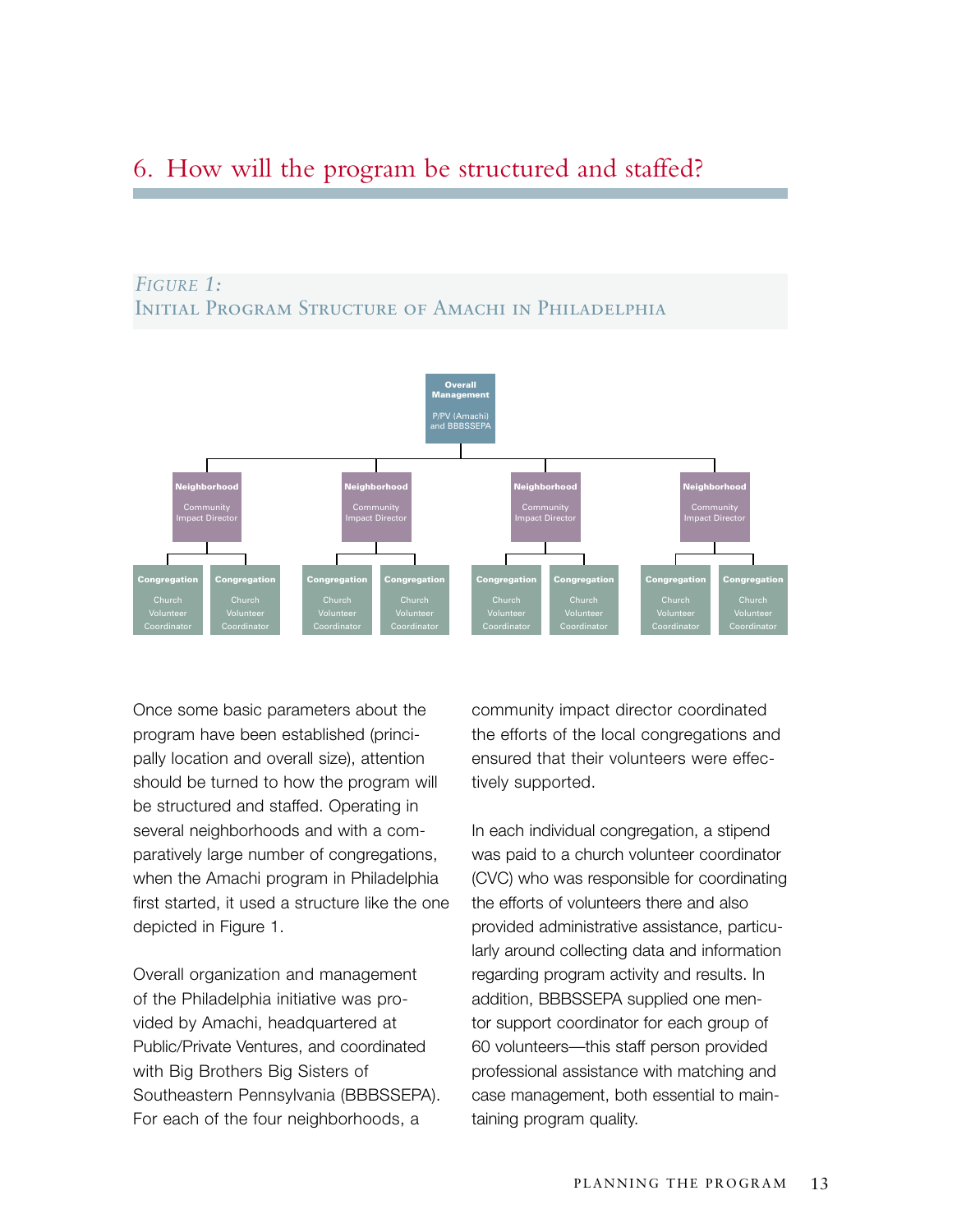## 6. How will the program be structured and staffed?

*Figure 1:*
**Initial Program Structure of Amachi in Philadelphia**

**Overall Management**
P/PV (Amachi) and BBBSSEPA

- **Neighborhood** — Community Impact Director
  - **Congregation** — Church Volunteer Coordinator
  - **Congregation** — Church Volunteer Coordinator
- **Neighborhood** — Community Impact Director
  - **Congregation** — Church Volunteer Coordinator
  - **Congregation** — Church Volunteer Coordinator
- **Neighborhood** — Community Impact Director
  - **Congregation** — Church Volunteer Coordinator
  - **Congregation** — Church Volunteer Coordinator
- **Neighborhood** — Community Impact Director
  - **Congregation** — Church Volunteer Coordinator
  - **Congregation** — Church Volunteer Coordinator

Once some basic parameters about the program have been established (principally location and overall size), attention should be turned to how the program will be structured and staffed. Operating in several neighborhoods and with a comparatively large number of congregations, when the Amachi program in Philadelphia first started, it used a structure like the one depicted in Figure 1.

Overall organization and management of the Philadelphia initiative was provided by Amachi, headquartered at Public/Private Ventures, and coordinated with Big Brothers Big Sisters of Southeastern Pennsylvania (BBBSSEPA). For each of the four neighborhoods, a community impact director coordinated the efforts of the local congregations and ensured that their volunteers were effectively supported.

In each individual congregation, a stipend was paid to a church volunteer coordinator (CVC) who was responsible for coordinating the efforts of volunteers there and also provided administrative assistance, particularly around collecting data and information regarding program activity and results. In addition, BBBSSEPA supplied one mentor support coordinator for each group of 60 volunteers—this staff person provided professional assistance with matching and case management, both essential to maintaining program quality.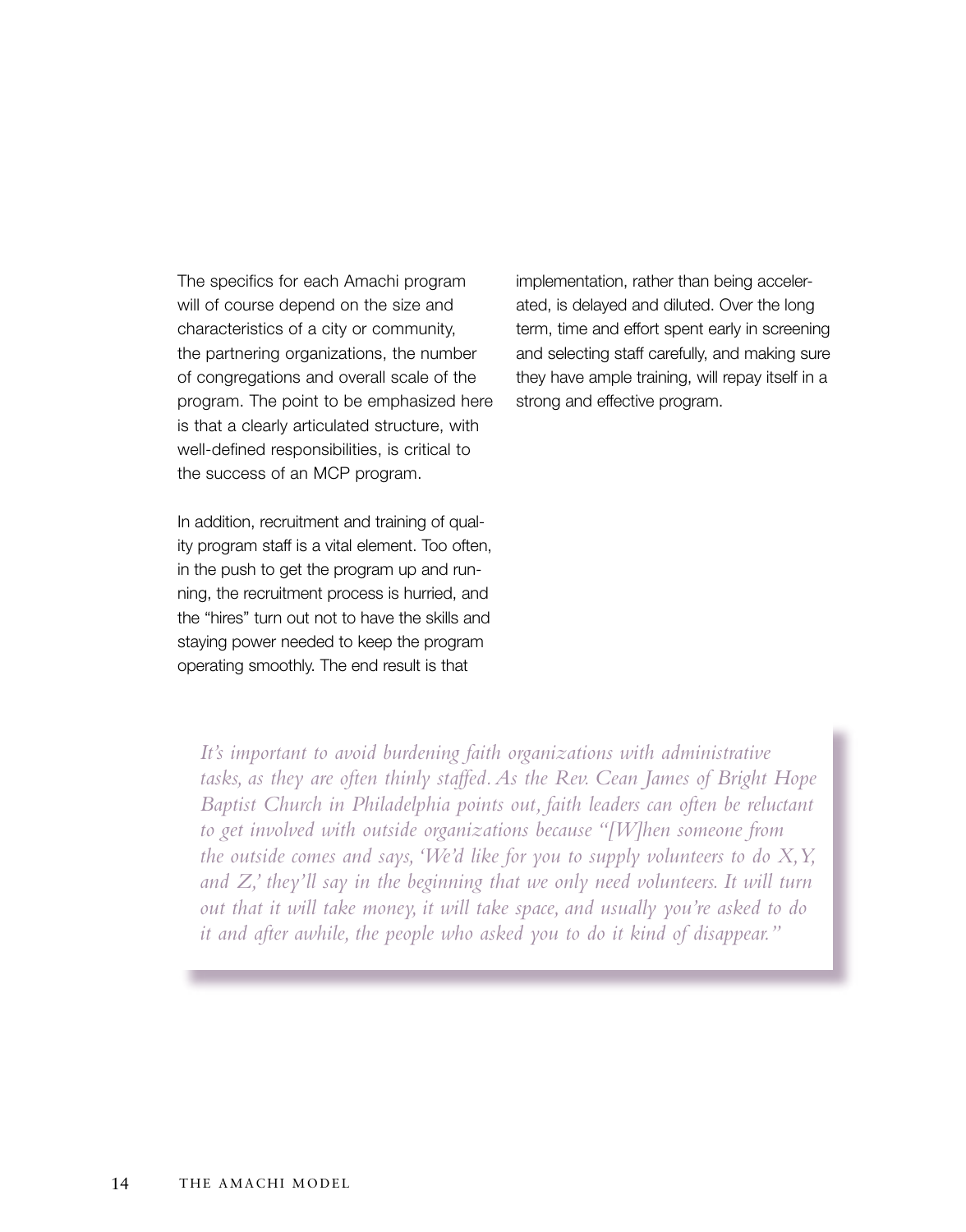The specifics for each Amachi program will of course depend on the size and characteristics of a city or community, the partnering organizations, the number of congregations and overall scale of the program. The point to be emphasized here is that a clearly articulated structure, with well-defined responsibilities, is critical to the success of an MCP program.

In addition, recruitment and training of quality program staff is a vital element. Too often, in the push to get the program up and running, the recruitment process is hurried, and the "hires" turn out not to have the skills and staying power needed to keep the program operating smoothly. The end result is that implementation, rather than being accelerated, is delayed and diluted. Over the long term, time and effort spent early in screening and selecting staff carefully, and making sure they have ample training, will repay itself in a strong and effective program.

*It's important to avoid burdening faith organizations with administrative tasks, as they are often thinly staffed. As the Rev. Cean James of Bright Hope Baptist Church in Philadelphia points out, faith leaders can often be reluctant to get involved with outside organizations because "[W]hen someone from the outside comes and says, 'We'd like for you to supply volunteers to do X, Y, and Z,' they'll say in the beginning that we only need volunteers. It will turn out that it will take money, it will take space, and usually you're asked to do it and after awhile, the people who asked you to do it kind of disappear."*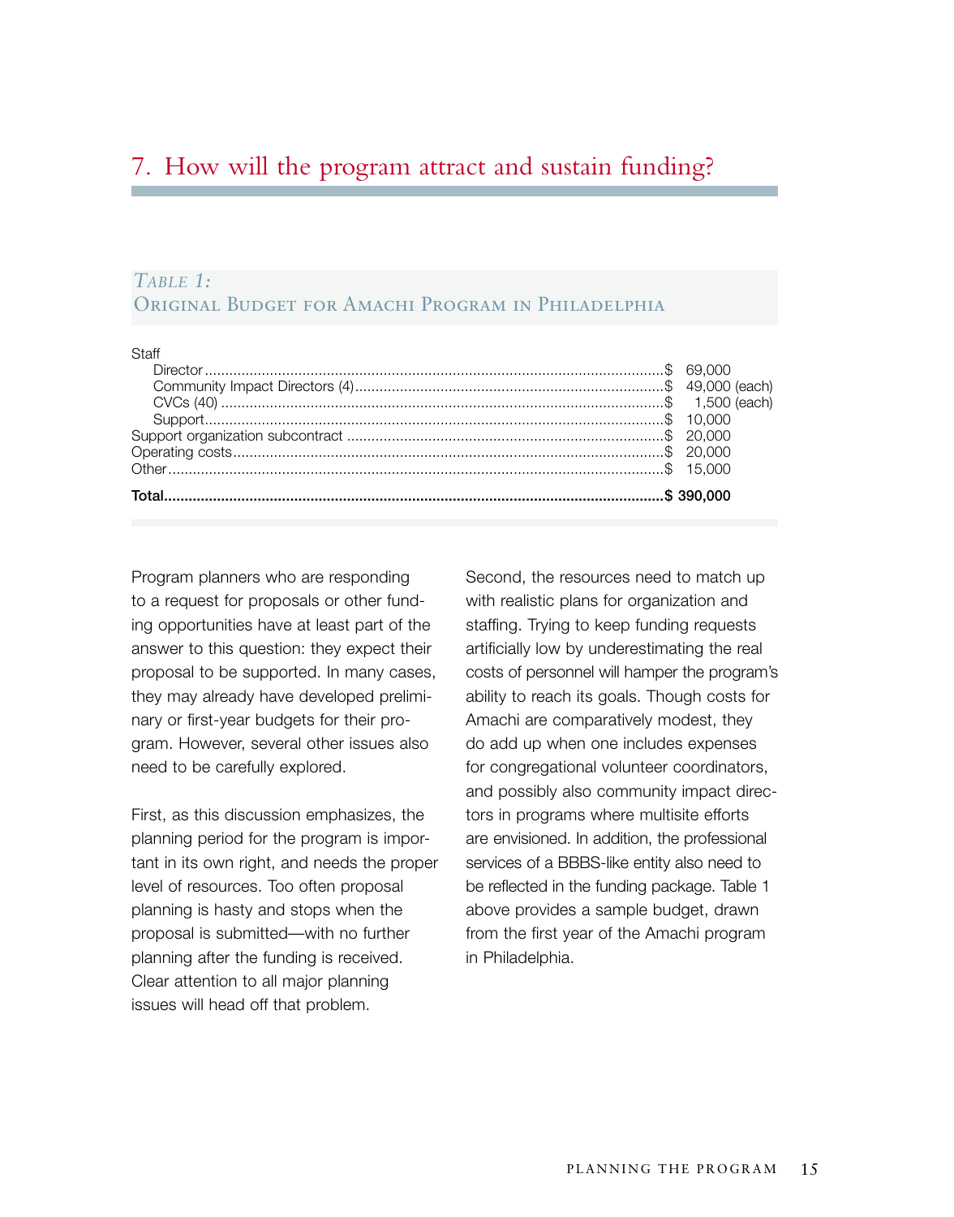## 7. How will the program attract and sustain funding?

*Table 1:*
**Original Budget for Amachi Program in Philadelphia**

| Item | Amount |
|---|---|
| Staff | |
| Director | $ 69,000 |
| Community Impact Directors (4) | $ 49,000 (each) |
| CVCs (40) | $ 1,500 (each) |
| Support | $ 10,000 |
| Support organization subcontract | $ 20,000 |
| Operating costs | $ 20,000 |
| Other | $ 15,000 |
| **Total** | **$ 390,000** |

Program planners who are responding to a request for proposals or other funding opportunities have at least part of the answer to this question: they expect their proposal to be supported. In many cases, they may already have developed preliminary or first-year budgets for their program. However, several other issues also need to be carefully explored.

First, as this discussion emphasizes, the planning period for the program is important in its own right, and needs the proper level of resources. Too often proposal planning is hasty and stops when the proposal is submitted—with no further planning after the funding is received. Clear attention to all major planning issues will head off that problem.

Second, the resources need to match up with realistic plans for organization and staffing. Trying to keep funding requests artificially low by underestimating the real costs of personnel will hamper the program's ability to reach its goals. Though costs for Amachi are comparatively modest, they do add up when one includes expenses for congregational volunteer coordinators, and possibly also community impact directors in programs where multisite efforts are envisioned. In addition, the professional services of a BBBS-like entity also need to be reflected in the funding package. Table 1 above provides a sample budget, drawn from the first year of the Amachi program in Philadelphia.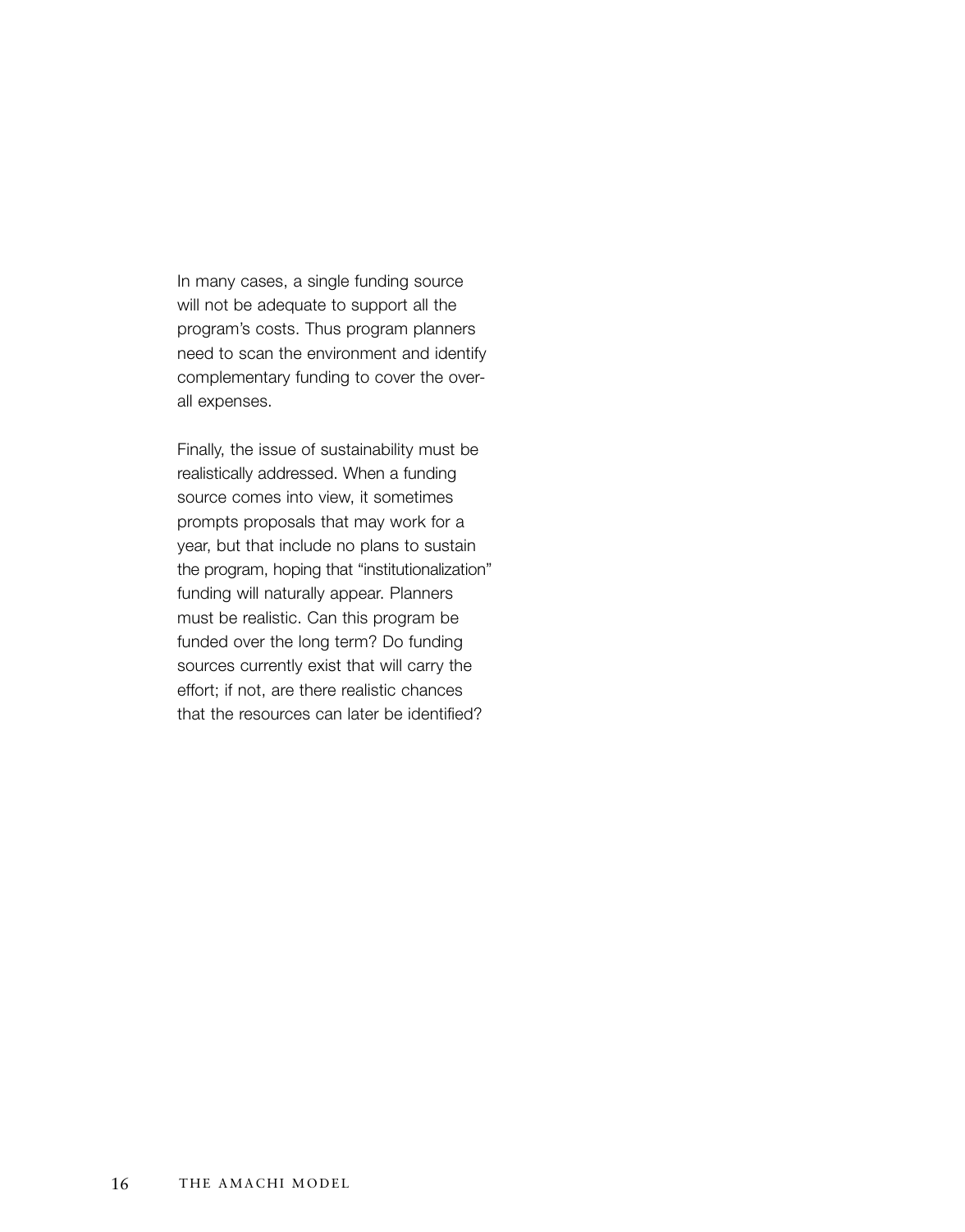In many cases, a single funding source will not be adequate to support all the program's costs. Thus program planners need to scan the environment and identify complementary funding to cover the overall expenses.

Finally, the issue of sustainability must be realistically addressed. When a funding source comes into view, it sometimes prompts proposals that may work for a year, but that include no plans to sustain the program, hoping that "institutionalization" funding will naturally appear. Planners must be realistic. Can this program be funded over the long term? Do funding sources currently exist that will carry the effort; if not, are there realistic chances that the resources can later be identified?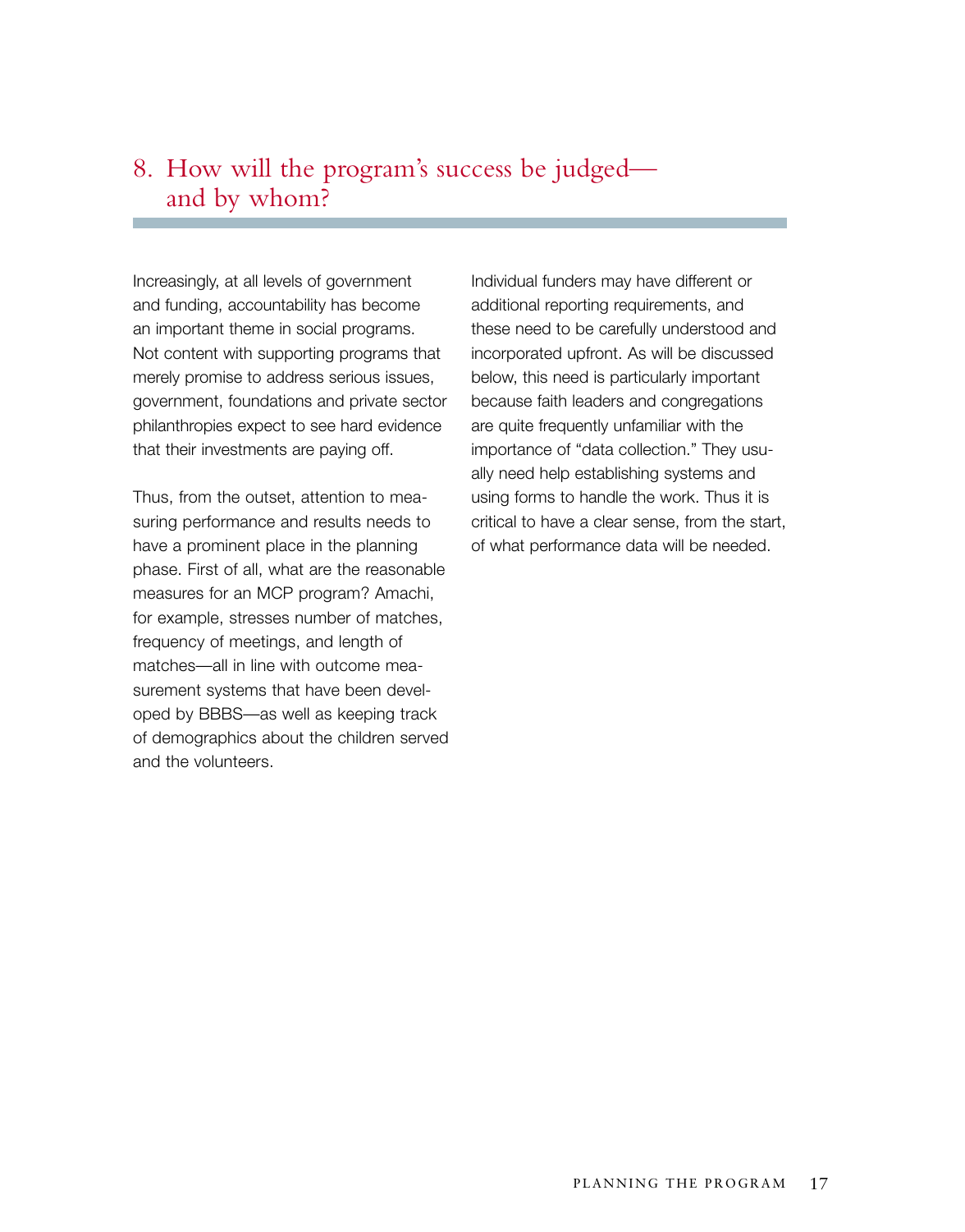## 8. How will the program's success be judged—and by whom?

Increasingly, at all levels of government and funding, accountability has become an important theme in social programs. Not content with supporting programs that merely promise to address serious issues, government, foundations and private sector philanthropies expect to see hard evidence that their investments are paying off.

Thus, from the outset, attention to measuring performance and results needs to have a prominent place in the planning phase. First of all, what are the reasonable measures for an MCP program? Amachi, for example, stresses number of matches, frequency of meetings, and length of matches—all in line with outcome measurement systems that have been developed by BBBS—as well as keeping track of demographics about the children served and the volunteers.

Individual funders may have different or additional reporting requirements, and these need to be carefully understood and incorporated upfront. As will be discussed below, this need is particularly important because faith leaders and congregations are quite frequently unfamiliar with the importance of "data collection." They usually need help establishing systems and using forms to handle the work. Thus it is critical to have a clear sense, from the start, of what performance data will be needed.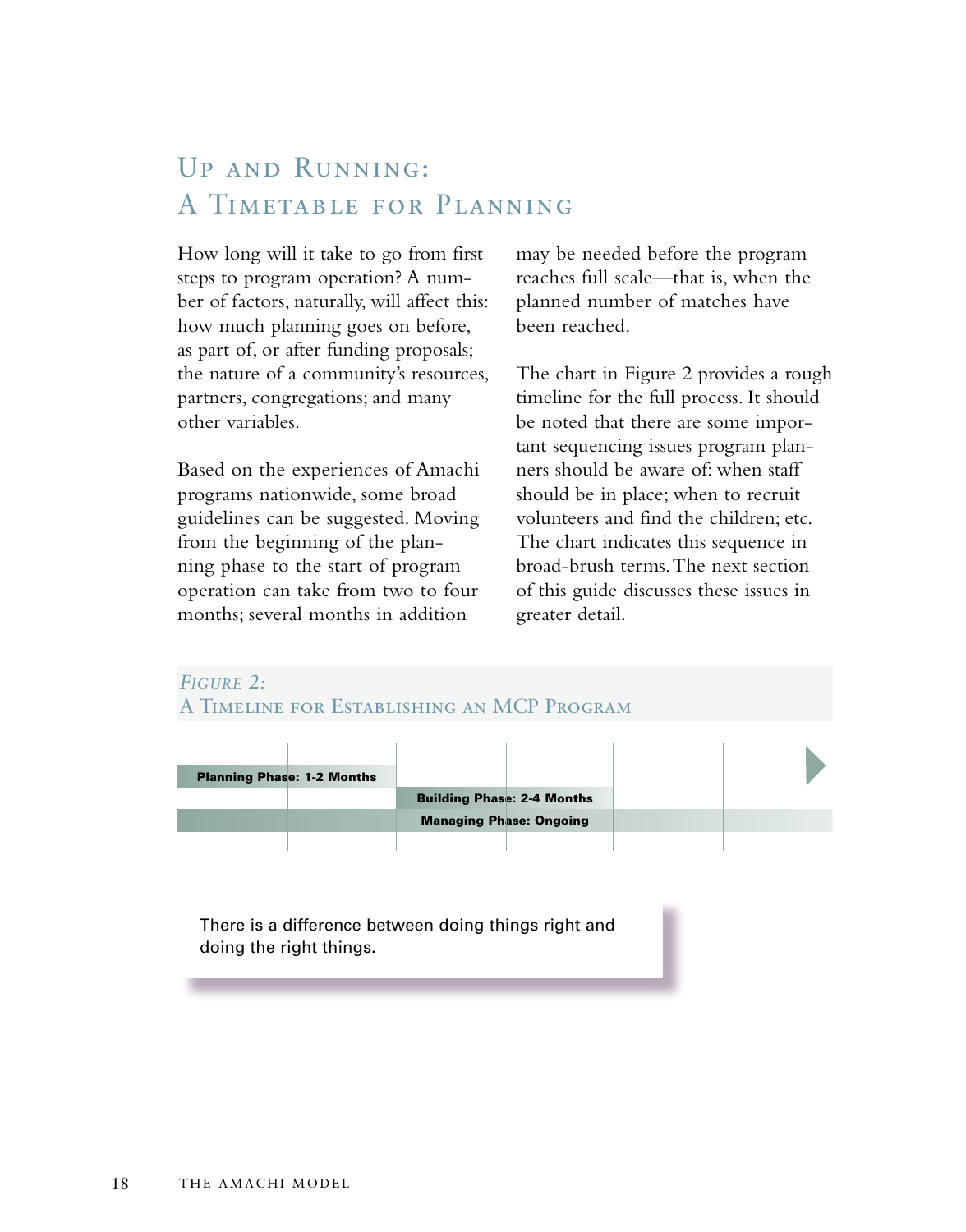# Up and Running: A Timetable for Planning

How long will it take to go from first steps to program operation? A number of factors, naturally, will affect this: how much planning goes on before, as part of, or after funding proposals; the nature of a community's resources, partners, congregations; and many other variables.

Based on the experiences of Amachi programs nationwide, some broad guidelines can be suggested. Moving from the beginning of the planning phase to the start of program operation can take from two to four months; several months in addition may be needed before the program reaches full scale—that is, when the planned number of matches have been reached.

The chart in Figure 2 provides a rough timeline for the full process. It should be noted that there are some important sequencing issues program planners should be aware of: when staff should be in place; when to recruit volunteers and find the children; etc. The chart indicates this sequence in broad-brush terms. The next section of this guide discusses these issues in greater detail.

*Figure 2:*
A Timeline for Establishing an MCP Program

**Planning Phase: 1-2 Months**

**Building Phase: 2-4 Months**

**Managing Phase: Ongoing**

> There is a difference between doing things right and doing the right things.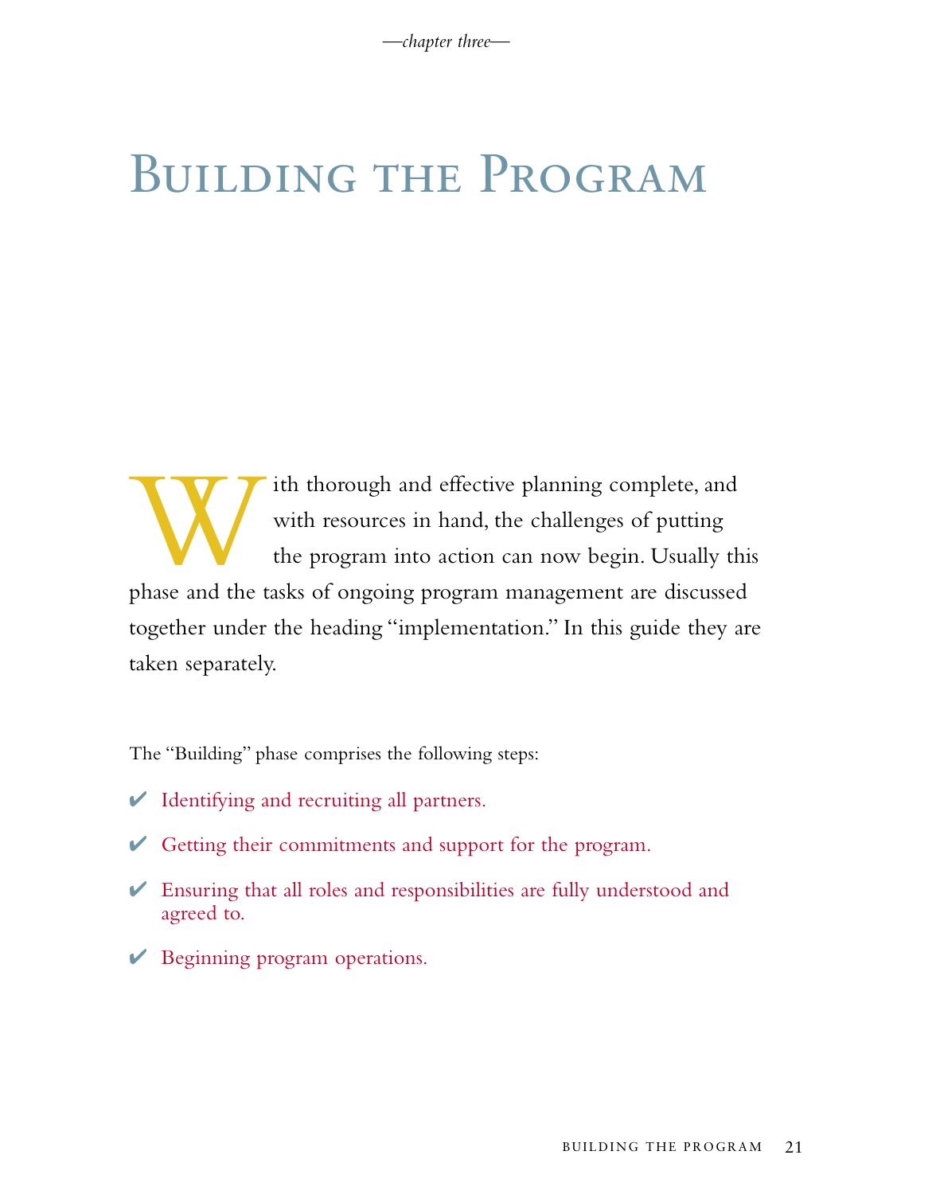*—chapter three—*

# Building the Program

With thorough and effective planning complete, and with resources in hand, the challenges of putting the program into action can now begin. Usually this phase and the tasks of ongoing program management are discussed together under the heading "implementation." In this guide they are taken separately.

The "Building" phase comprises the following steps:

- ✔ Identifying and recruiting all partners.
- ✔ Getting their commitments and support for the program.
- ✔ Ensuring that all roles and responsibilities are fully understood and agreed to.
- ✔ Beginning program operations.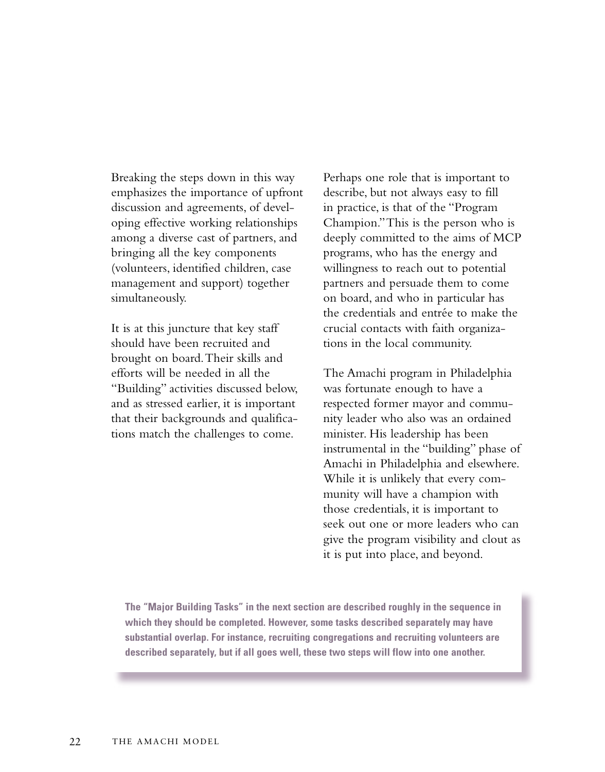Breaking the steps down in this way emphasizes the importance of upfront discussion and agreements, of developing effective working relationships among a diverse cast of partners, and bringing all the key components (volunteers, identified children, case management and support) together simultaneously.

It is at this juncture that key staff should have been recruited and brought on board. Their skills and efforts will be needed in all the "Building" activities discussed below, and as stressed earlier, it is important that their backgrounds and qualifications match the challenges to come.

Perhaps one role that is important to describe, but not always easy to fill in practice, is that of the "Program Champion." This is the person who is deeply committed to the aims of MCP programs, who has the energy and willingness to reach out to potential partners and persuade them to come on board, and who in particular has the credentials and entrée to make the crucial contacts with faith organizations in the local community.

The Amachi program in Philadelphia was fortunate enough to have a respected former mayor and community leader who also was an ordained minister. His leadership has been instrumental in the "building" phase of Amachi in Philadelphia and elsewhere. While it is unlikely that every community will have a champion with those credentials, it is important to seek out one or more leaders who can give the program visibility and clout as it is put into place, and beyond.

**The "Major Building Tasks" in the next section are described roughly in the sequence in which they should be completed. However, some tasks described separately may have substantial overlap. For instance, recruiting congregations and recruiting volunteers are described separately, but if all goes well, these two steps will flow into one another.**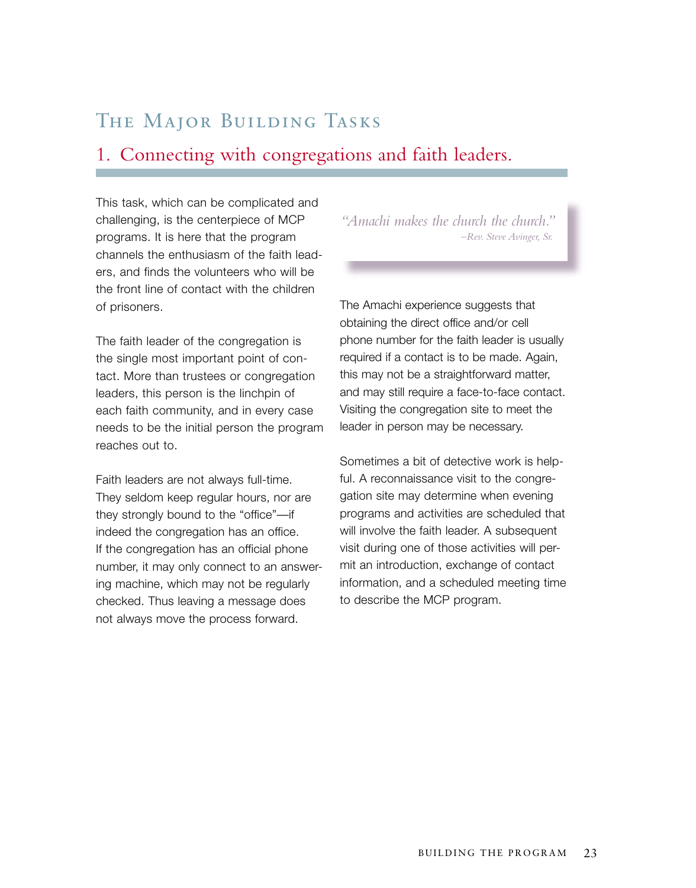## The Major Building Tasks

### 1. Connecting with congregations and faith leaders.

This task, which can be complicated and challenging, is the centerpiece of MCP programs. It is here that the program channels the enthusiasm of the faith leaders, and finds the volunteers who will be the front line of contact with the children of prisoners.

The faith leader of the congregation is the single most important point of contact. More than trustees or congregation leaders, this person is the linchpin of each faith community, and in every case needs to be the initial person the program reaches out to.

Faith leaders are not always full-time. They seldom keep regular hours, nor are they strongly bound to the "office"—if indeed the congregation has an office. If the congregation has an official phone number, it may only connect to an answering machine, which may not be regularly checked. Thus leaving a message does not always move the process forward.

> *"Amachi makes the church the church."*
> *–Rev. Steve Avinger, Sr.*

The Amachi experience suggests that obtaining the direct office and/or cell phone number for the faith leader is usually required if a contact is to be made. Again, this may not be a straightforward matter, and may still require a face-to-face contact. Visiting the congregation site to meet the leader in person may be necessary.

Sometimes a bit of detective work is helpful. A reconnaissance visit to the congregation site may determine when evening programs and activities are scheduled that will involve the faith leader. A subsequent visit during one of those activities will permit an introduction, exchange of contact information, and a scheduled meeting time to describe the MCP program.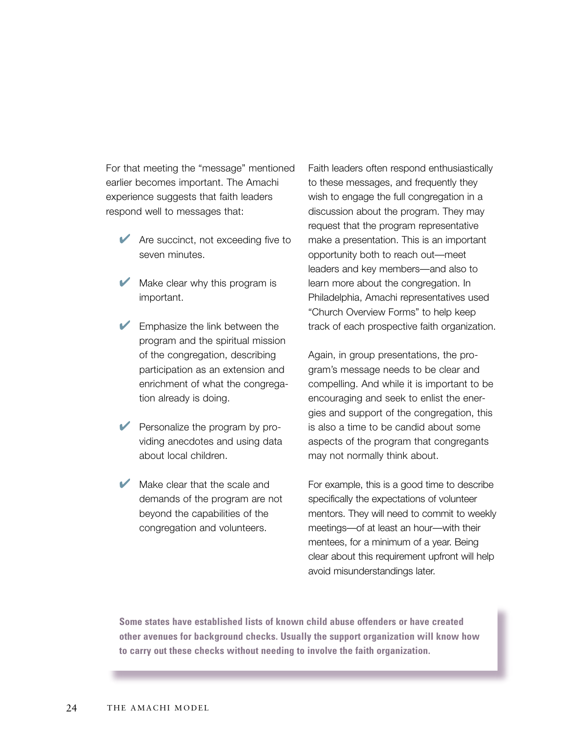For that meeting the "message" mentioned earlier becomes important. The Amachi experience suggests that faith leaders respond well to messages that:

- Are succinct, not exceeding five to seven minutes.
- Make clear why this program is important.
- Emphasize the link between the program and the spiritual mission of the congregation, describing participation as an extension and enrichment of what the congregation already is doing.
- Personalize the program by providing anecdotes and using data about local children.
- Make clear that the scale and demands of the program are not beyond the capabilities of the congregation and volunteers.

Faith leaders often respond enthusiastically to these messages, and frequently they wish to engage the full congregation in a discussion about the program. They may request that the program representative make a presentation. This is an important opportunity both to reach out—meet leaders and key members—and also to learn more about the congregation. In Philadelphia, Amachi representatives used "Church Overview Forms" to help keep track of each prospective faith organization.

Again, in group presentations, the program's message needs to be clear and compelling. And while it is important to be encouraging and seek to enlist the energies and support of the congregation, this is also a time to be candid about some aspects of the program that congregants may not normally think about.

For example, this is a good time to describe specifically the expectations of volunteer mentors. They will need to commit to weekly meetings—of at least an hour—with their mentees, for a minimum of a year. Being clear about this requirement upfront will help avoid misunderstandings later.

**Some states have established lists of known child abuse offenders or have created other avenues for background checks. Usually the support organization will know how to carry out these checks without needing to involve the faith organization.**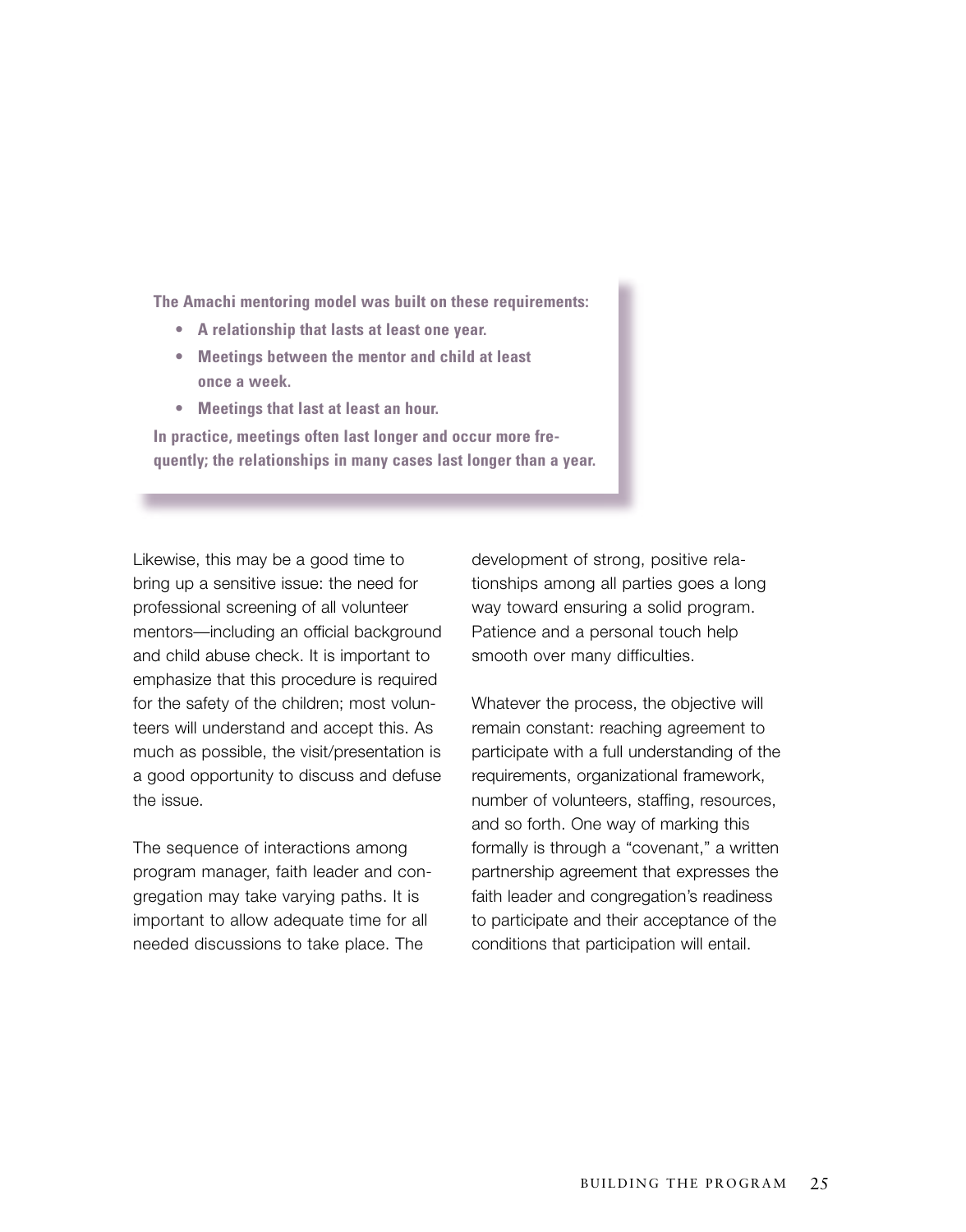**The Amachi mentoring model was built on these requirements:**

- **A relationship that lasts at least one year.**
- **Meetings between the mentor and child at least once a week.**
- **Meetings that last at least an hour.**

**In practice, meetings often last longer and occur more frequently; the relationships in many cases last longer than a year.**

Likewise, this may be a good time to bring up a sensitive issue: the need for professional screening of all volunteer mentors—including an official background and child abuse check. It is important to emphasize that this procedure is required for the safety of the children; most volunteers will understand and accept this. As much as possible, the visit/presentation is a good opportunity to discuss and defuse the issue.

The sequence of interactions among program manager, faith leader and congregation may take varying paths. It is important to allow adequate time for all needed discussions to take place. The development of strong, positive relationships among all parties goes a long way toward ensuring a solid program. Patience and a personal touch help smooth over many difficulties.

Whatever the process, the objective will remain constant: reaching agreement to participate with a full understanding of the requirements, organizational framework, number of volunteers, staffing, resources, and so forth. One way of marking this formally is through a "covenant," a written partnership agreement that expresses the faith leader and congregation's readiness to participate and their acceptance of the conditions that participation will entail.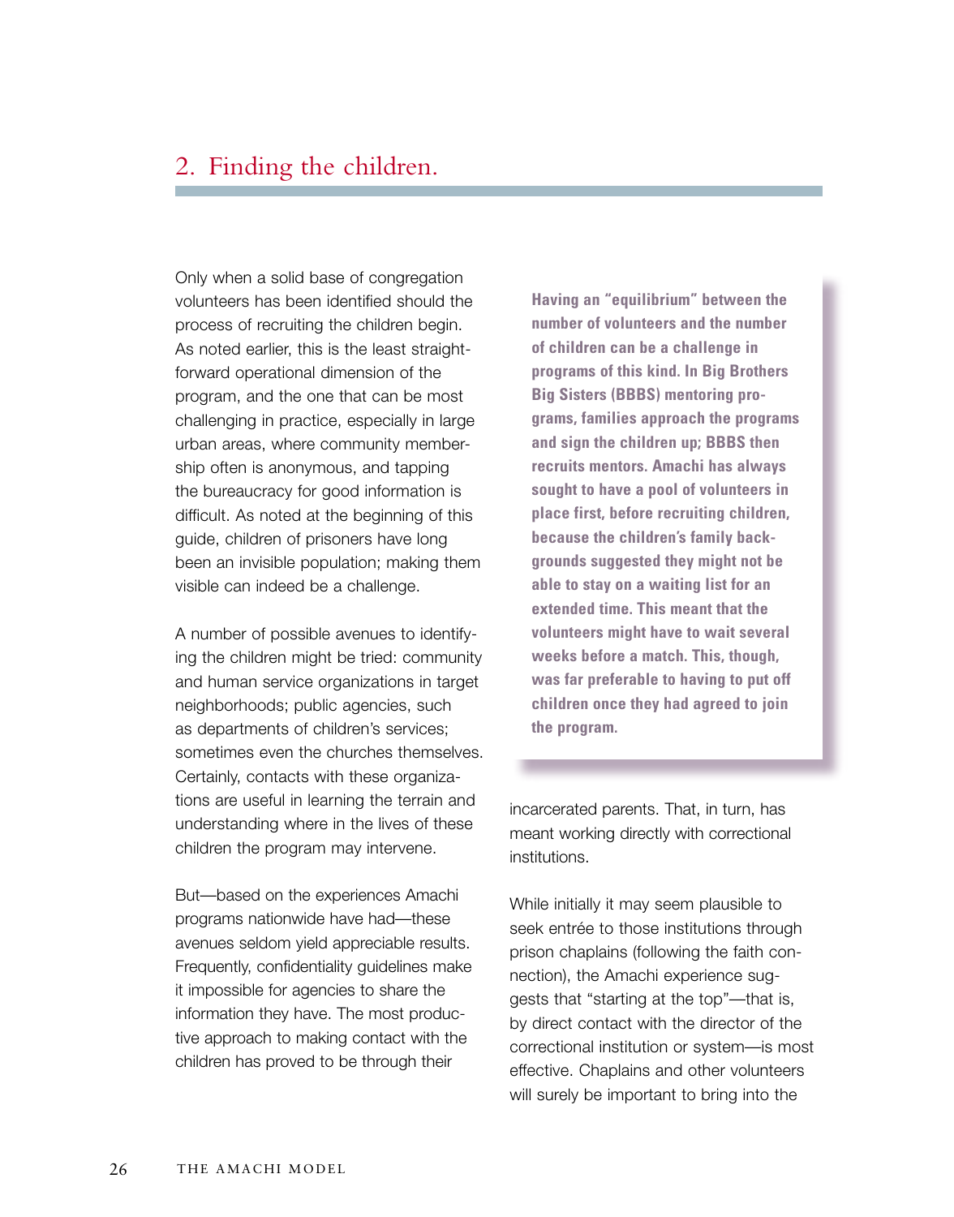## 2. Finding the children.

Only when a solid base of congregation volunteers has been identified should the process of recruiting the children begin. As noted earlier, this is the least straightforward operational dimension of the program, and the one that can be most challenging in practice, especially in large urban areas, where community membership often is anonymous, and tapping the bureaucracy for good information is difficult. As noted at the beginning of this guide, children of prisoners have long been an invisible population; making them visible can indeed be a challenge.

A number of possible avenues to identifying the children might be tried: community and human service organizations in target neighborhoods; public agencies, such as departments of children's services; sometimes even the churches themselves. Certainly, contacts with these organizations are useful in learning the terrain and understanding where in the lives of these children the program may intervene.

But—based on the experiences Amachi programs nationwide have had—these avenues seldom yield appreciable results. Frequently, confidentiality guidelines make it impossible for agencies to share the information they have. The most productive approach to making contact with the children has proved to be through their incarcerated parents. That, in turn, has meant working directly with correctional institutions.

While initially it may seem plausible to seek entrée to those institutions through prison chaplains (following the faith connection), the Amachi experience suggests that "starting at the top"—that is, by direct contact with the director of the correctional institution or system—is most effective. Chaplains and other volunteers will surely be important to bring into the

**Having an "equilibrium" between the number of volunteers and the number of children can be a challenge in programs of this kind. In Big Brothers Big Sisters (BBBS) mentoring programs, families approach the programs and sign the children up; BBBS then recruits mentors. Amachi has always sought to have a pool of volunteers in place first, before recruiting children, because the children's family backgrounds suggested they might not be able to stay on a waiting list for an extended time. This meant that the volunteers might have to wait several weeks before a match. This, though, was far preferable to having to put off children once they had agreed to join the program.**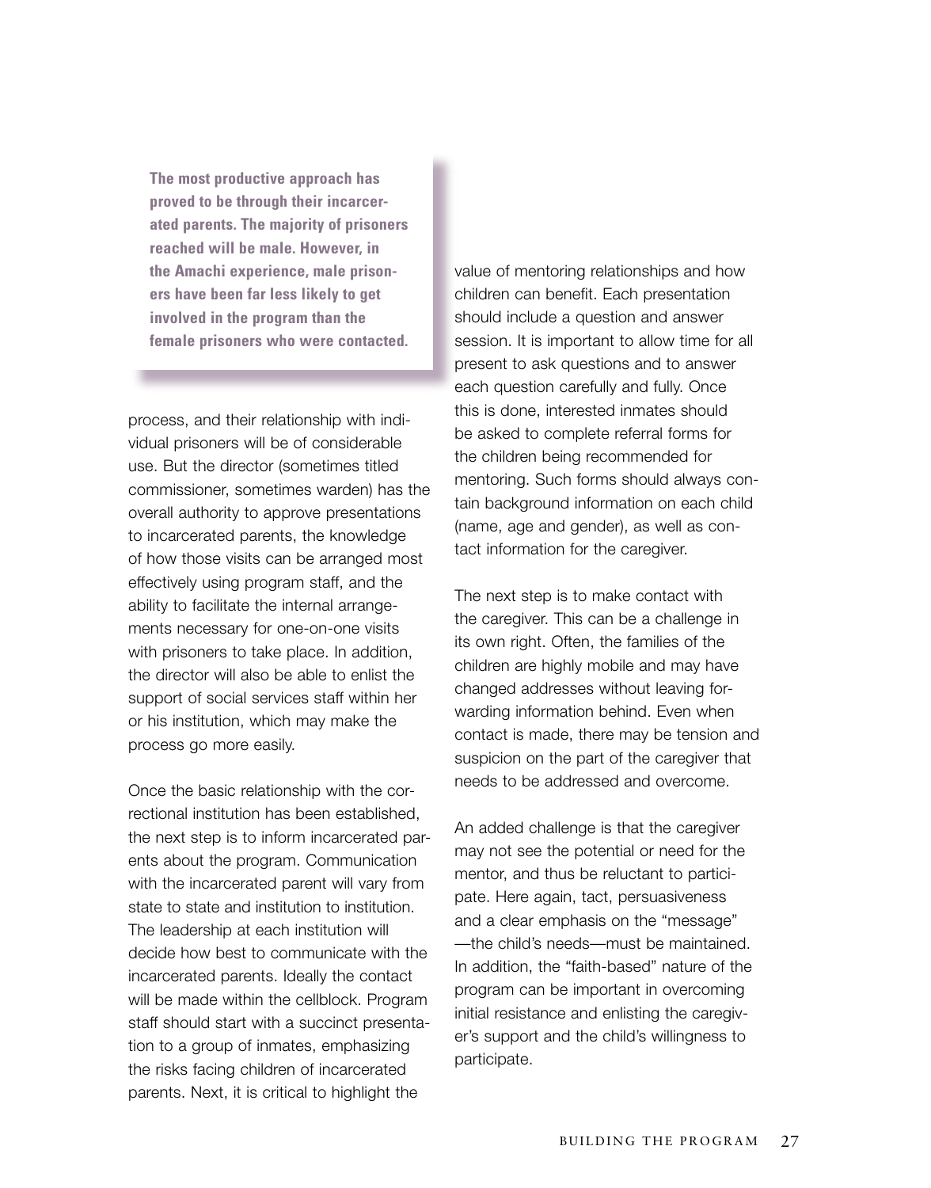**The most productive approach has proved to be through their incarcerated parents. The majority of prisoners reached will be male. However, in the Amachi experience, male prisoners have been far less likely to get involved in the program than the female prisoners who were contacted.**

process, and their relationship with individual prisoners will be of considerable use. But the director (sometimes titled commissioner, sometimes warden) has the overall authority to approve presentations to incarcerated parents, the knowledge of how those visits can be arranged most effectively using program staff, and the ability to facilitate the internal arrangements necessary for one-on-one visits with prisoners to take place. In addition, the director will also be able to enlist the support of social services staff within her or his institution, which may make the process go more easily.

Once the basic relationship with the correctional institution has been established, the next step is to inform incarcerated parents about the program. Communication with the incarcerated parent will vary from state to state and institution to institution. The leadership at each institution will decide how best to communicate with the incarcerated parents. Ideally the contact will be made within the cellblock. Program staff should start with a succinct presentation to a group of inmates, emphasizing the risks facing children of incarcerated parents. Next, it is critical to highlight the value of mentoring relationships and how children can benefit. Each presentation should include a question and answer session. It is important to allow time for all present to ask questions and to answer each question carefully and fully. Once this is done, interested inmates should be asked to complete referral forms for the children being recommended for mentoring. Such forms should always contain background information on each child (name, age and gender), as well as contact information for the caregiver.

The next step is to make contact with the caregiver. This can be a challenge in its own right. Often, the families of the children are highly mobile and may have changed addresses without leaving forwarding information behind. Even when contact is made, there may be tension and suspicion on the part of the caregiver that needs to be addressed and overcome.

An added challenge is that the caregiver may not see the potential or need for the mentor, and thus be reluctant to participate. Here again, tact, persuasiveness and a clear emphasis on the "message" —the child's needs—must be maintained. In addition, the "faith-based" nature of the program can be important in overcoming initial resistance and enlisting the caregiver's support and the child's willingness to participate.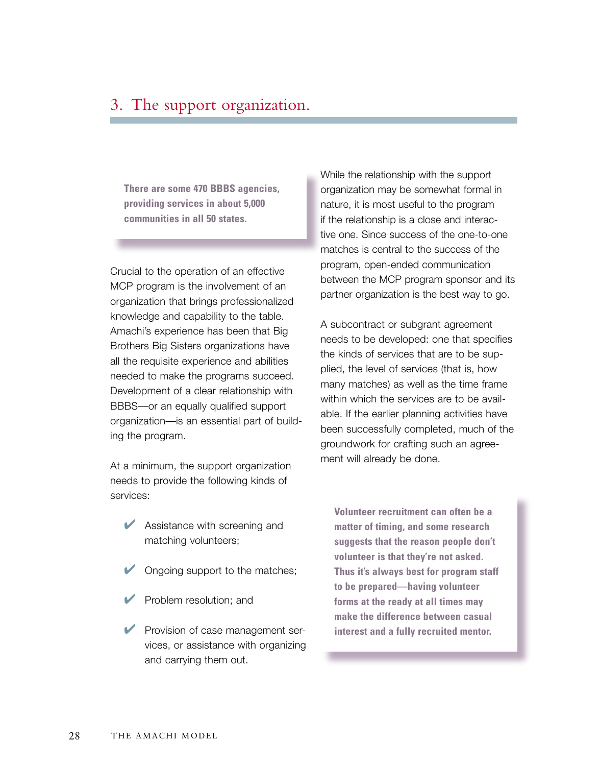## 3. The support organization.

**There are some 470 BBBS agencies, providing services in about 5,000 communities in all 50 states.**

Crucial to the operation of an effective MCP program is the involvement of an organization that brings professionalized knowledge and capability to the table. Amachi's experience has been that Big Brothers Big Sisters organizations have all the requisite experience and abilities needed to make the programs succeed. Development of a clear relationship with BBBS—or an equally qualified support organization—is an essential part of building the program.

At a minimum, the support organization needs to provide the following kinds of services:

- ✔ Assistance with screening and matching volunteers;
- ✔ Ongoing support to the matches;
- ✔ Problem resolution; and
- ✔ Provision of case management services, or assistance with organizing and carrying them out.

While the relationship with the support organization may be somewhat formal in nature, it is most useful to the program if the relationship is a close and interactive one. Since success of the one-to-one matches is central to the success of the program, open-ended communication between the MCP program sponsor and its partner organization is the best way to go.

A subcontract or subgrant agreement needs to be developed: one that specifies the kinds of services that are to be supplied, the level of services (that is, how many matches) as well as the time frame within which the services are to be available. If the earlier planning activities have been successfully completed, much of the groundwork for crafting such an agreement will already be done.

**Volunteer recruitment can often be a matter of timing, and some research suggests that the reason people don't volunteer is that they're not asked. Thus it's always best for program staff to be prepared—having volunteer forms at the ready at all times may make the difference between casual interest and a fully recruited mentor.**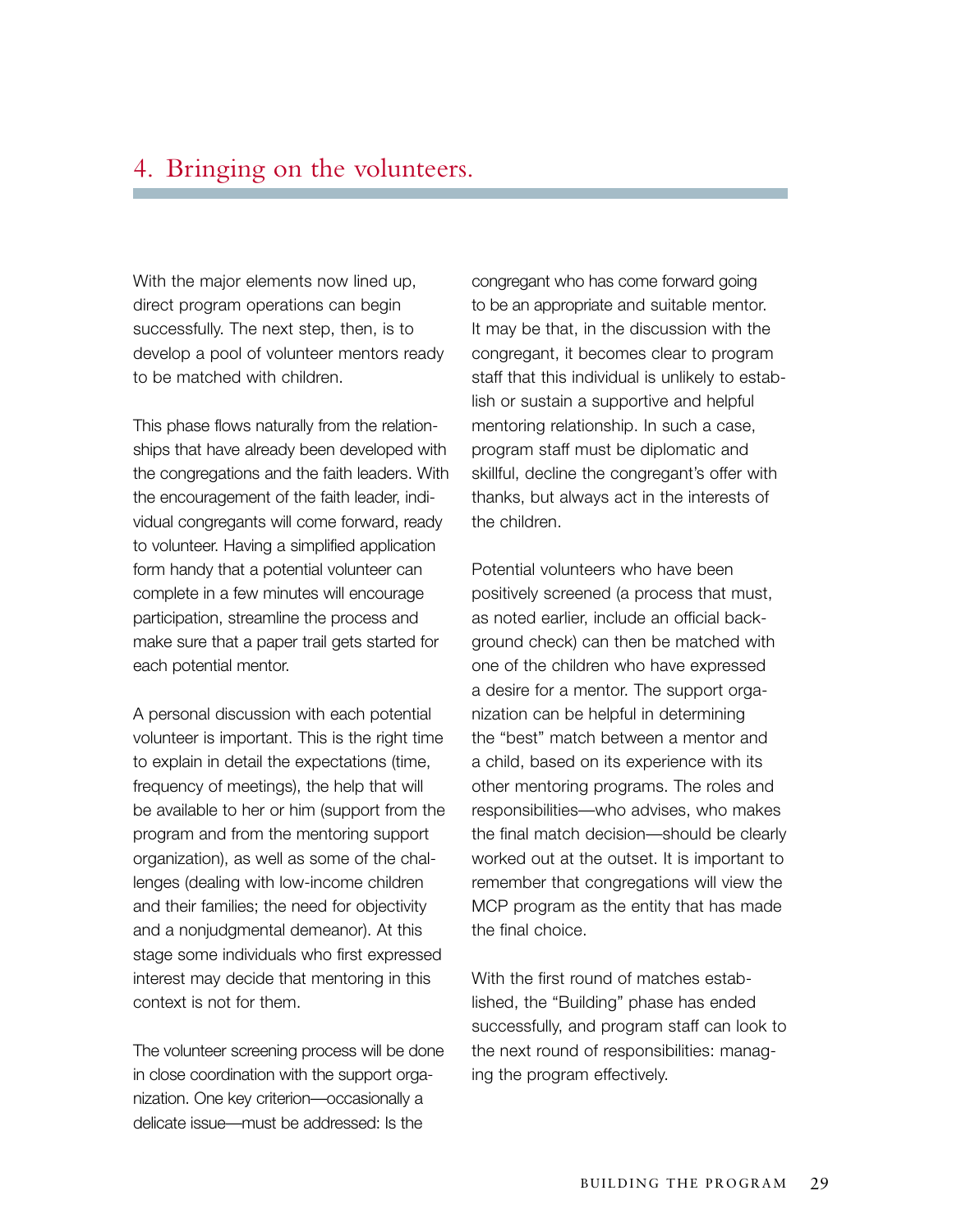## 4. Bringing on the volunteers.

With the major elements now lined up, direct program operations can begin successfully. The next step, then, is to develop a pool of volunteer mentors ready to be matched with children.

This phase flows naturally from the relationships that have already been developed with the congregations and the faith leaders. With the encouragement of the faith leader, individual congregants will come forward, ready to volunteer. Having a simplified application form handy that a potential volunteer can complete in a few minutes will encourage participation, streamline the process and make sure that a paper trail gets started for each potential mentor.

A personal discussion with each potential volunteer is important. This is the right time to explain in detail the expectations (time, frequency of meetings), the help that will be available to her or him (support from the program and from the mentoring support organization), as well as some of the challenges (dealing with low-income children and their families; the need for objectivity and a nonjudgmental demeanor). At this stage some individuals who first expressed interest may decide that mentoring in this context is not for them.

The volunteer screening process will be done in close coordination with the support organization. One key criterion—occasionally a delicate issue—must be addressed: Is the congregant who has come forward going to be an appropriate and suitable mentor. It may be that, in the discussion with the congregant, it becomes clear to program staff that this individual is unlikely to establish or sustain a supportive and helpful mentoring relationship. In such a case, program staff must be diplomatic and skillful, decline the congregant's offer with thanks, but always act in the interests of the children.

Potential volunteers who have been positively screened (a process that must, as noted earlier, include an official background check) can then be matched with one of the children who have expressed a desire for a mentor. The support organization can be helpful in determining the "best" match between a mentor and a child, based on its experience with its other mentoring programs. The roles and responsibilities—who advises, who makes the final match decision—should be clearly worked out at the outset. It is important to remember that congregations will view the MCP program as the entity that has made the final choice.

With the first round of matches established, the "Building" phase has ended successfully, and program staff can look to the next round of responsibilities: managing the program effectively.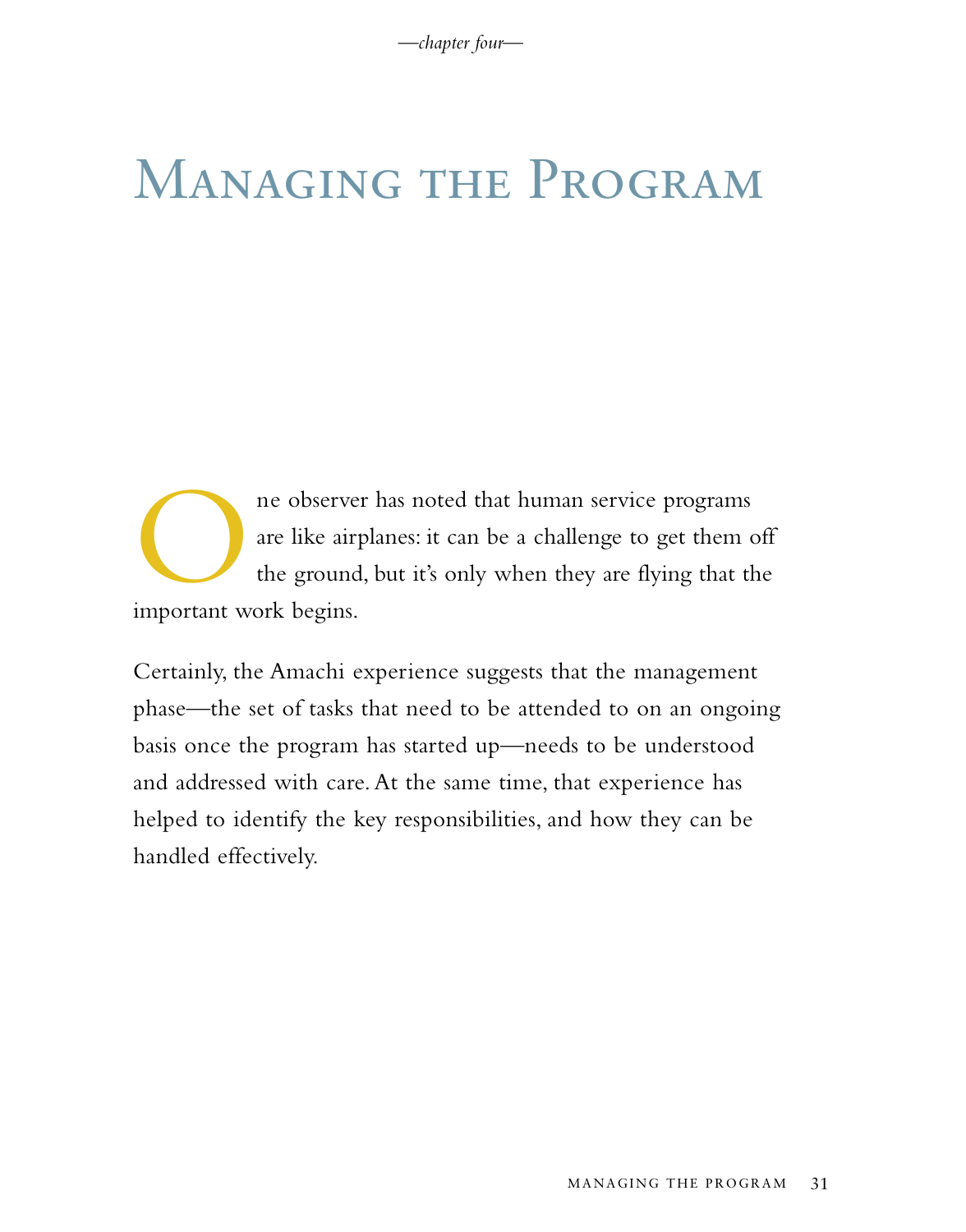*—chapter four—*

# Managing the Program

One observer has noted that human service programs are like airplanes: it can be a challenge to get them off the ground, but it's only when they are flying that the important work begins.

Certainly, the Amachi experience suggests that the management phase—the set of tasks that need to be attended to on an ongoing basis once the program has started up—needs to be understood and addressed with care. At the same time, that experience has helped to identify the key responsibilities, and how they can be handled effectively.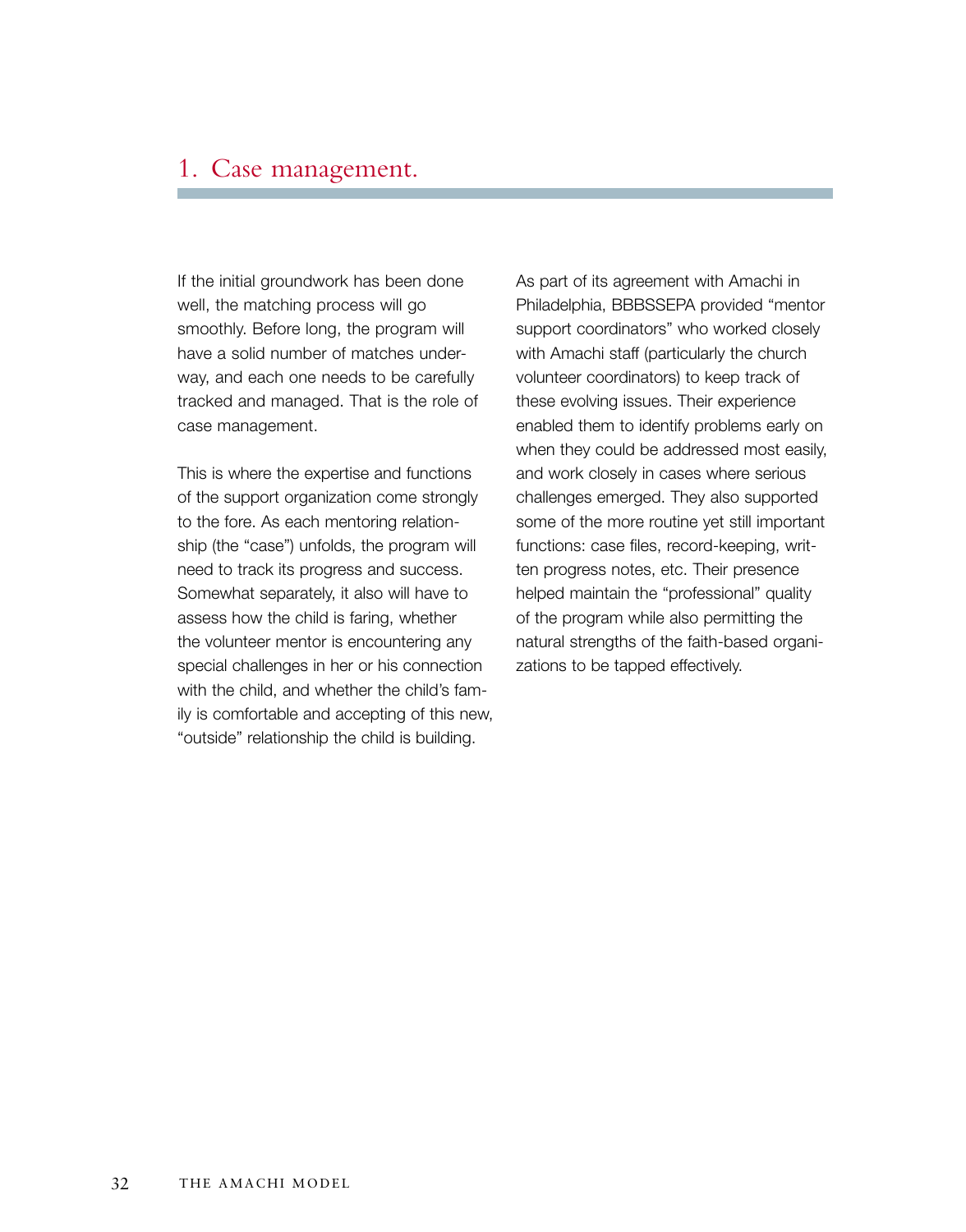## 1. Case management.

If the initial groundwork has been done well, the matching process will go smoothly. Before long, the program will have a solid number of matches underway, and each one needs to be carefully tracked and managed. That is the role of case management.

This is where the expertise and functions of the support organization come strongly to the fore. As each mentoring relationship (the "case") unfolds, the program will need to track its progress and success. Somewhat separately, it also will have to assess how the child is faring, whether the volunteer mentor is encountering any special challenges in her or his connection with the child, and whether the child's family is comfortable and accepting of this new, "outside" relationship the child is building.

As part of its agreement with Amachi in Philadelphia, BBBSSEPA provided "mentor support coordinators" who worked closely with Amachi staff (particularly the church volunteer coordinators) to keep track of these evolving issues. Their experience enabled them to identify problems early on when they could be addressed most easily, and work closely in cases where serious challenges emerged. They also supported some of the more routine yet still important functions: case files, record-keeping, written progress notes, etc. Their presence helped maintain the "professional" quality of the program while also permitting the natural strengths of the faith-based organizations to be tapped effectively.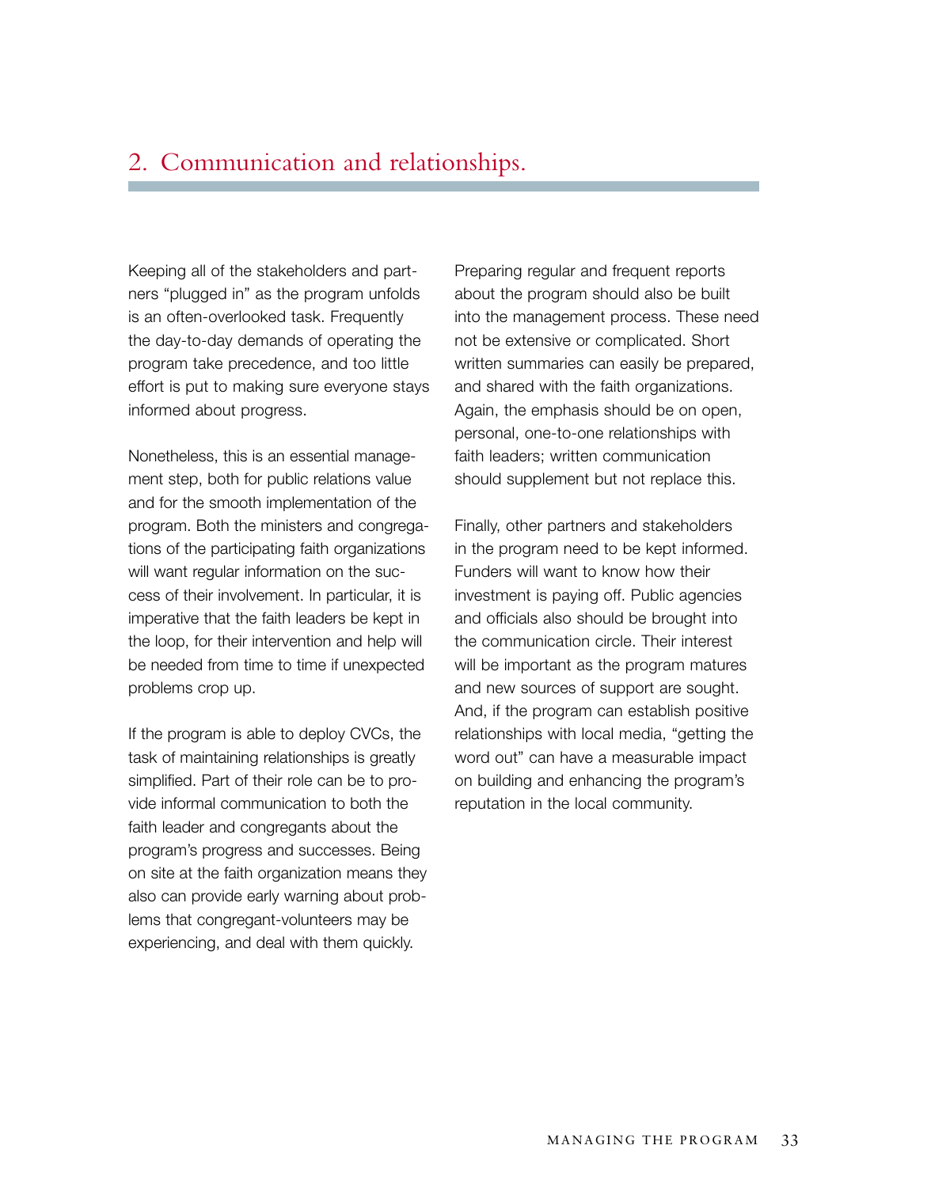## 2. Communication and relationships.

Keeping all of the stakeholders and partners "plugged in" as the program unfolds is an often-overlooked task. Frequently the day-to-day demands of operating the program take precedence, and too little effort is put to making sure everyone stays informed about progress.

Nonetheless, this is an essential management step, both for public relations value and for the smooth implementation of the program. Both the ministers and congregations of the participating faith organizations will want regular information on the success of their involvement. In particular, it is imperative that the faith leaders be kept in the loop, for their intervention and help will be needed from time to time if unexpected problems crop up.

If the program is able to deploy CVCs, the task of maintaining relationships is greatly simplified. Part of their role can be to provide informal communication to both the faith leader and congregants about the program's progress and successes. Being on site at the faith organization means they also can provide early warning about problems that congregant-volunteers may be experiencing, and deal with them quickly.

Preparing regular and frequent reports about the program should also be built into the management process. These need not be extensive or complicated. Short written summaries can easily be prepared, and shared with the faith organizations. Again, the emphasis should be on open, personal, one-to-one relationships with faith leaders; written communication should supplement but not replace this.

Finally, other partners and stakeholders in the program need to be kept informed. Funders will want to know how their investment is paying off. Public agencies and officials also should be brought into the communication circle. Their interest will be important as the program matures and new sources of support are sought. And, if the program can establish positive relationships with local media, "getting the word out" can have a measurable impact on building and enhancing the program's reputation in the local community.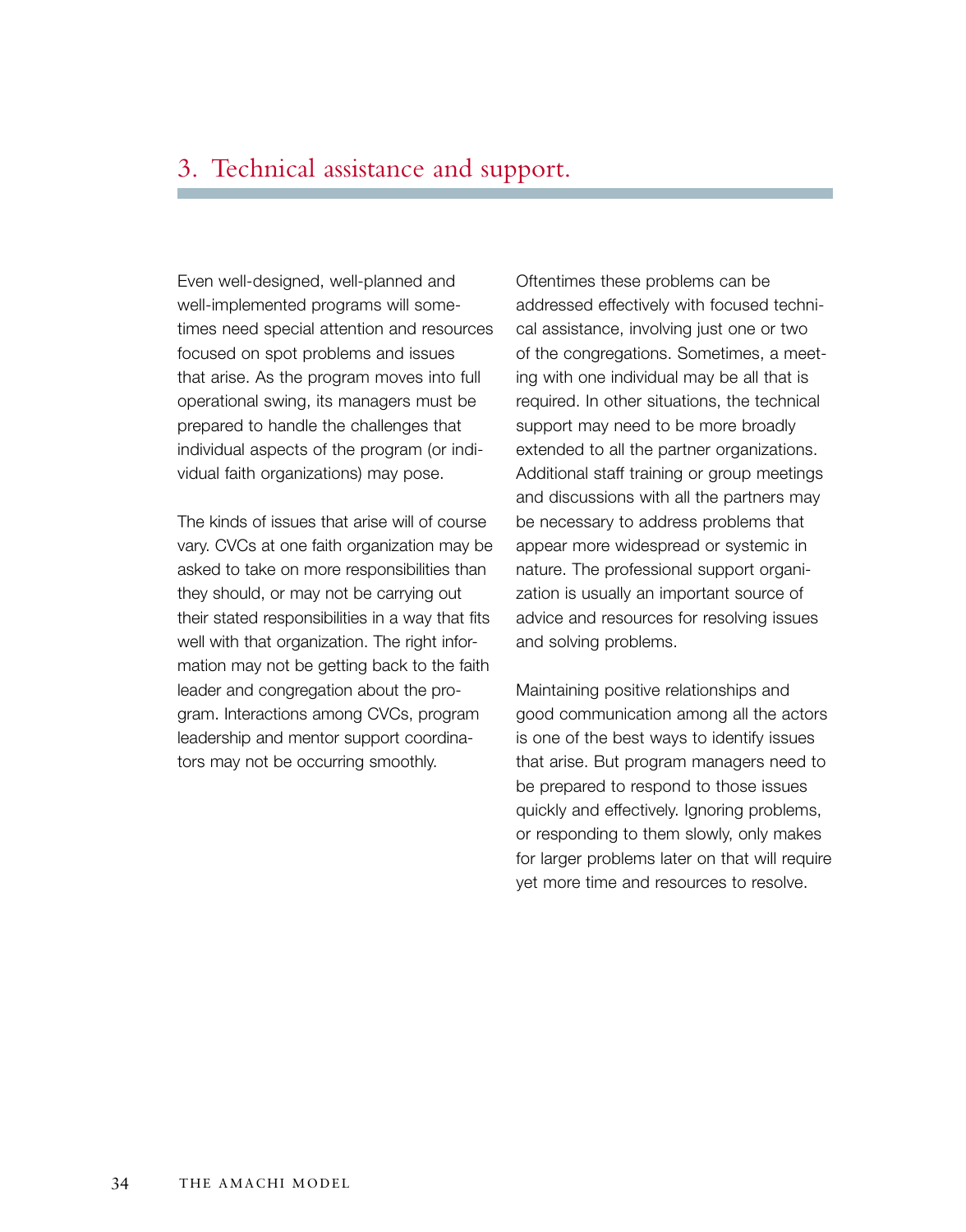## 3. Technical assistance and support.

Even well-designed, well-planned and well-implemented programs will sometimes need special attention and resources focused on spot problems and issues that arise. As the program moves into full operational swing, its managers must be prepared to handle the challenges that individual aspects of the program (or individual faith organizations) may pose.

The kinds of issues that arise will of course vary. CVCs at one faith organization may be asked to take on more responsibilities than they should, or may not be carrying out their stated responsibilities in a way that fits well with that organization. The right information may not be getting back to the faith leader and congregation about the program. Interactions among CVCs, program leadership and mentor support coordinators may not be occurring smoothly.

Oftentimes these problems can be addressed effectively with focused technical assistance, involving just one or two of the congregations. Sometimes, a meeting with one individual may be all that is required. In other situations, the technical support may need to be more broadly extended to all the partner organizations. Additional staff training or group meetings and discussions with all the partners may be necessary to address problems that appear more widespread or systemic in nature. The professional support organization is usually an important source of advice and resources for resolving issues and solving problems.

Maintaining positive relationships and good communication among all the actors is one of the best ways to identify issues that arise. But program managers need to be prepared to respond to those issues quickly and effectively. Ignoring problems, or responding to them slowly, only makes for larger problems later on that will require yet more time and resources to resolve.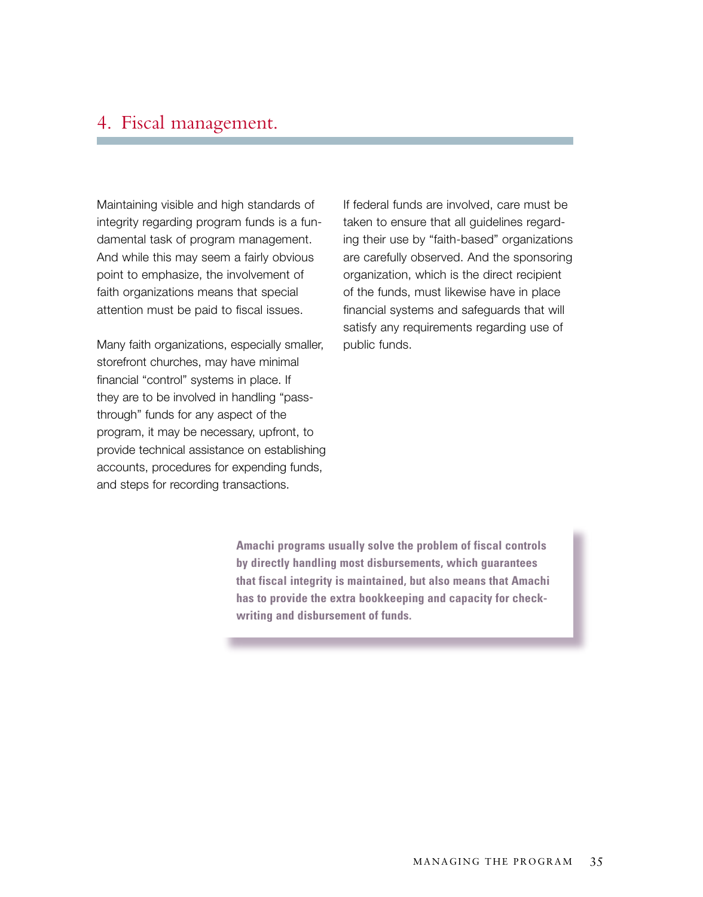## 4. Fiscal management.

Maintaining visible and high standards of integrity regarding program funds is a fundamental task of program management. And while this may seem a fairly obvious point to emphasize, the involvement of faith organizations means that special attention must be paid to fiscal issues.

Many faith organizations, especially smaller, storefront churches, may have minimal financial "control" systems in place. If they are to be involved in handling "pass-through" funds for any aspect of the program, it may be necessary, upfront, to provide technical assistance on establishing accounts, procedures for expending funds, and steps for recording transactions.

If federal funds are involved, care must be taken to ensure that all guidelines regarding their use by "faith-based" organizations are carefully observed. And the sponsoring organization, which is the direct recipient of the funds, must likewise have in place financial systems and safeguards that will satisfy any requirements regarding use of public funds.

**Amachi programs usually solve the problem of fiscal controls by directly handling most disbursements, which guarantees that fiscal integrity is maintained, but also means that Amachi has to provide the extra bookkeeping and capacity for check-writing and disbursement of funds.**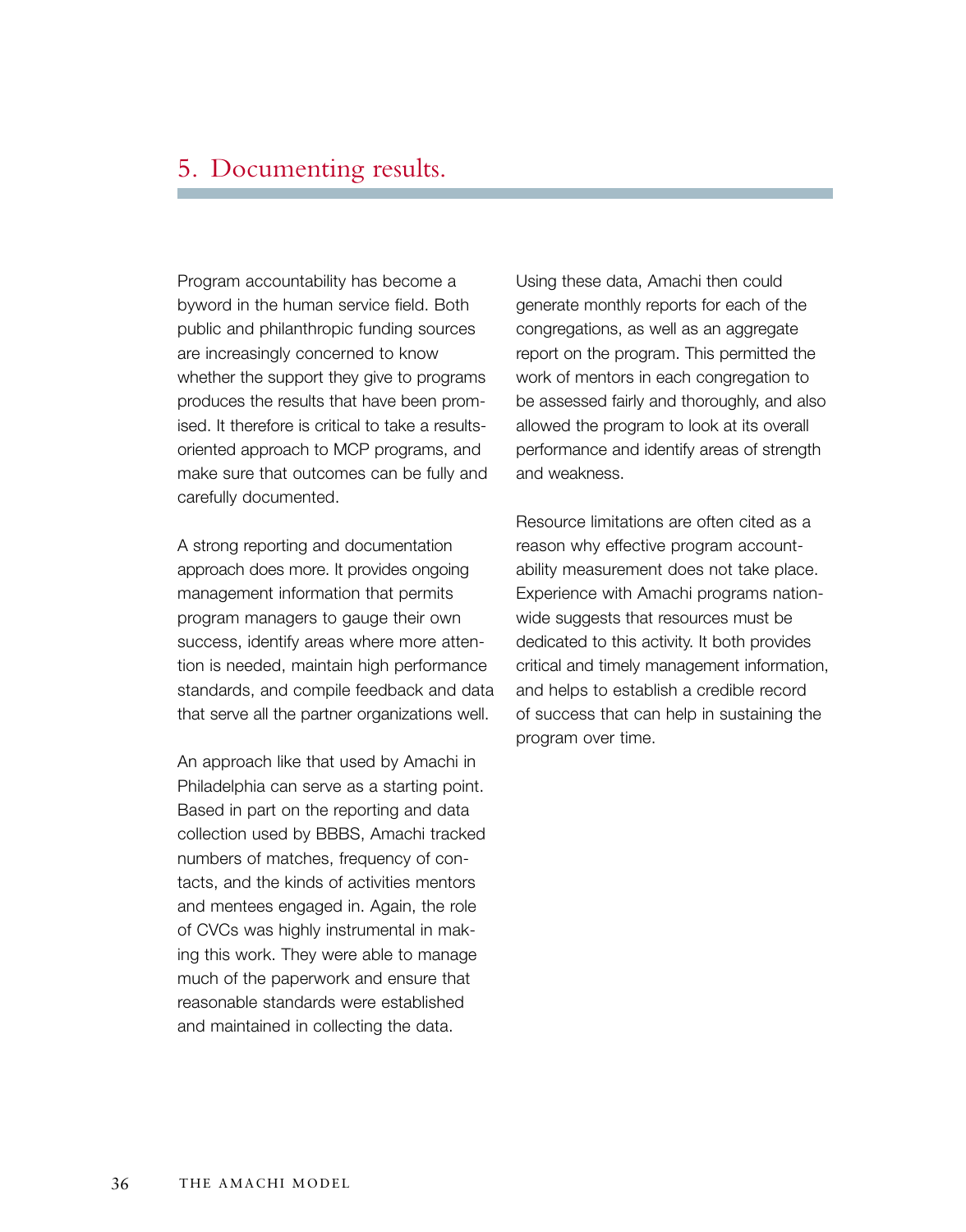## 5. Documenting results.

Program accountability has become a byword in the human service field. Both public and philanthropic funding sources are increasingly concerned to know whether the support they give to programs produces the results that have been promised. It therefore is critical to take a results-oriented approach to MCP programs, and make sure that outcomes can be fully and carefully documented.

A strong reporting and documentation approach does more. It provides ongoing management information that permits program managers to gauge their own success, identify areas where more attention is needed, maintain high performance standards, and compile feedback and data that serve all the partner organizations well.

An approach like that used by Amachi in Philadelphia can serve as a starting point. Based in part on the reporting and data collection used by BBBS, Amachi tracked numbers of matches, frequency of contacts, and the kinds of activities mentors and mentees engaged in. Again, the role of CVCs was highly instrumental in making this work. They were able to manage much of the paperwork and ensure that reasonable standards were established and maintained in collecting the data.

Using these data, Amachi then could generate monthly reports for each of the congregations, as well as an aggregate report on the program. This permitted the work of mentors in each congregation to be assessed fairly and thoroughly, and also allowed the program to look at its overall performance and identify areas of strength and weakness.

Resource limitations are often cited as a reason why effective program accountability measurement does not take place. Experience with Amachi programs nationwide suggests that resources must be dedicated to this activity. It both provides critical and timely management information, and helps to establish a credible record of success that can help in sustaining the program over time.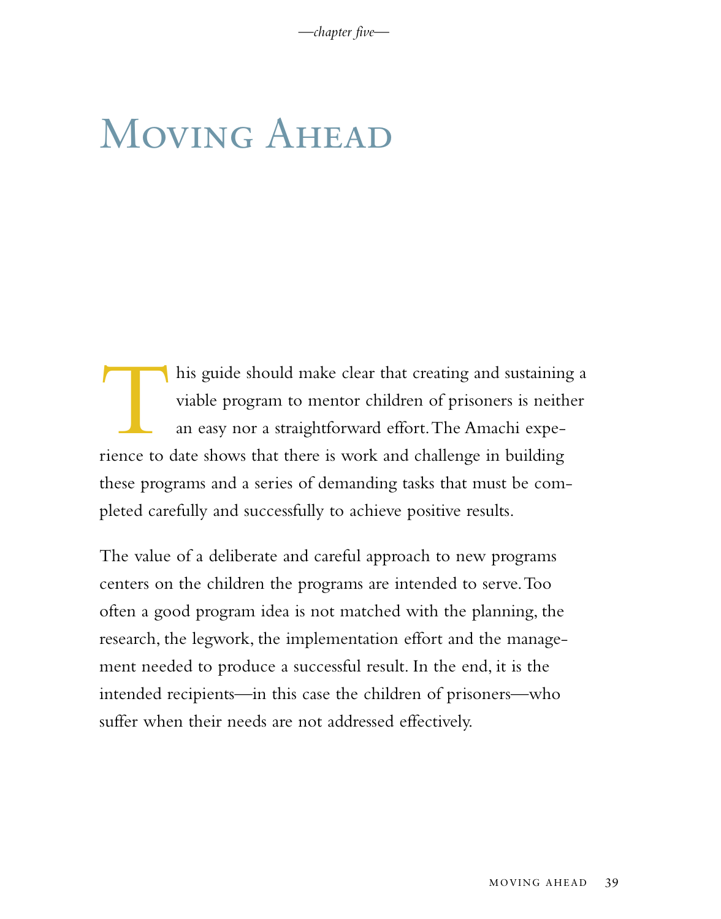*—chapter five—*

# Moving Ahead

This guide should make clear that creating and sustaining a viable program to mentor children of prisoners is neither an easy nor a straightforward effort. The Amachi experience to date shows that there is work and challenge in building these programs and a series of demanding tasks that must be completed carefully and successfully to achieve positive results.

The value of a deliberate and careful approach to new programs centers on the children the programs are intended to serve. Too often a good program idea is not matched with the planning, the research, the legwork, the implementation effort and the management needed to produce a successful result. In the end, it is the intended recipients—in this case the children of prisoners—who suffer when their needs are not addressed effectively.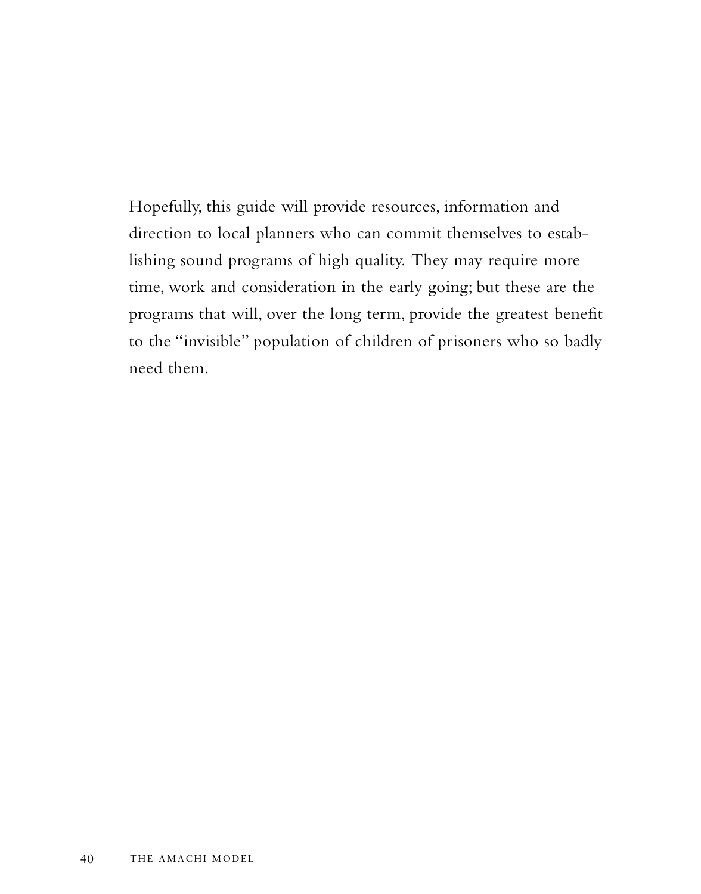Hopefully, this guide will provide resources, information and direction to local planners who can commit themselves to establishing sound programs of high quality. They may require more time, work and consideration in the early going; but these are the programs that will, over the long term, provide the greatest benefit to the "invisible" population of children of prisoners who so badly need them.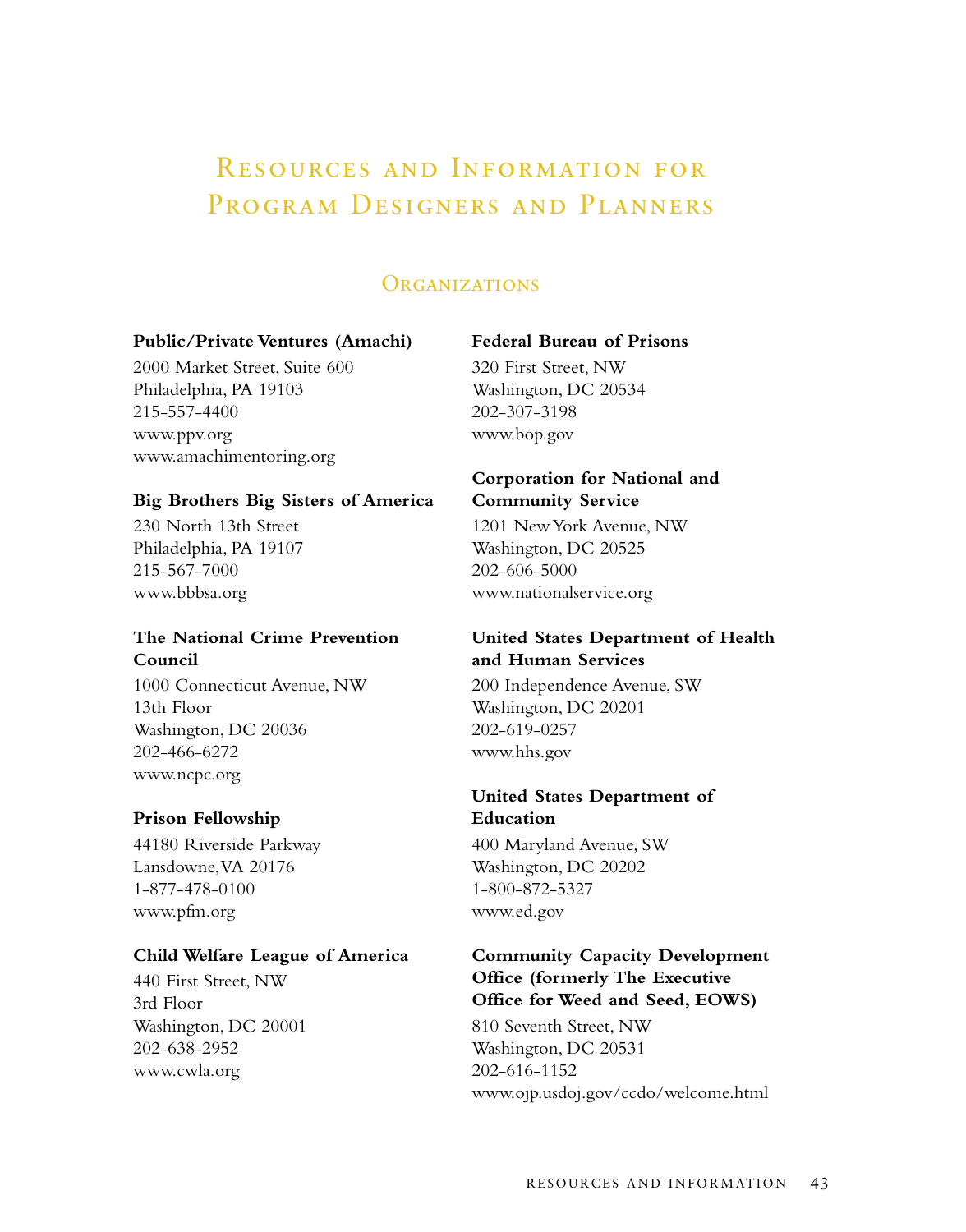# Resources and Information for Program Designers and Planners

## Organizations

**Public/Private Ventures (Amachi)**
2000 Market Street, Suite 600
Philadelphia, PA 19103
215-557-4400
www.ppv.org
www.amachimentoring.org

**Big Brothers Big Sisters of America**
230 North 13th Street
Philadelphia, PA 19107
215-567-7000
www.bbbsa.org

**The National Crime Prevention Council**
1000 Connecticut Avenue, NW
13th Floor
Washington, DC 20036
202-466-6272
www.ncpc.org

**Prison Fellowship**
44180 Riverside Parkway
Lansdowne, VA 20176
1-877-478-0100
www.pfm.org

**Child Welfare League of America**
440 First Street, NW
3rd Floor
Washington, DC 20001
202-638-2952
www.cwla.org

**Federal Bureau of Prisons**
320 First Street, NW
Washington, DC 20534
202-307-3198
www.bop.gov

**Corporation for National and Community Service**
1201 New York Avenue, NW
Washington, DC 20525
202-606-5000
www.nationalservice.org

**United States Department of Health and Human Services**
200 Independence Avenue, SW
Washington, DC 20201
202-619-0257
www.hhs.gov

**United States Department of Education**
400 Maryland Avenue, SW
Washington, DC 20202
1-800-872-5327
www.ed.gov

**Community Capacity Development Office (formerly The Executive Office for Weed and Seed, EOWS)**
810 Seventh Street, NW
Washington, DC 20531
202-616-1152
www.ojp.usdoj.gov/ccdo/welcome.html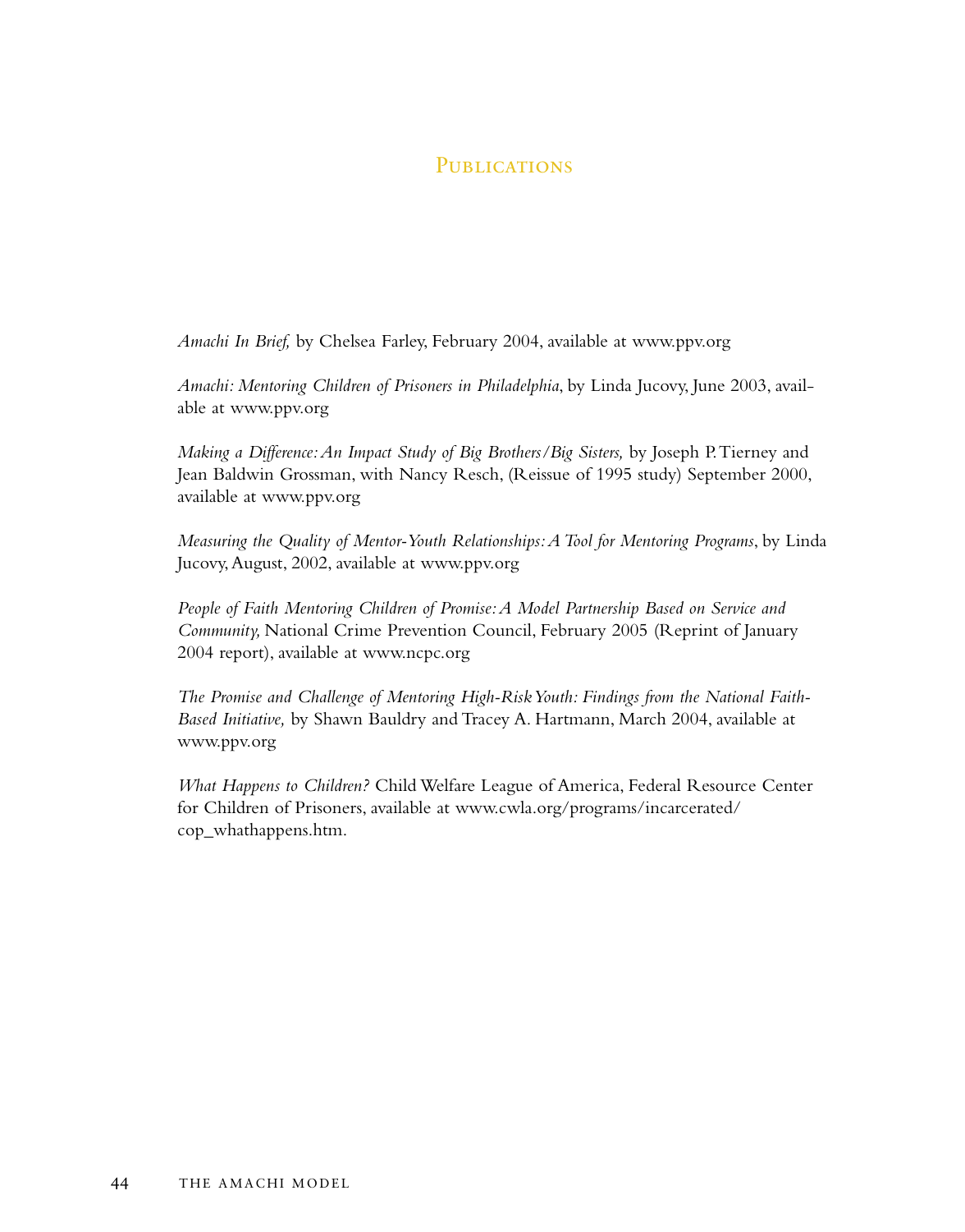# Publications

*Amachi In Brief,* by Chelsea Farley, February 2004, available at www.ppv.org

*Amachi: Mentoring Children of Prisoners in Philadelphia*, by Linda Jucovy, June 2003, available at www.ppv.org

*Making a Difference: An Impact Study of Big Brothers/Big Sisters,* by Joseph P. Tierney and Jean Baldwin Grossman, with Nancy Resch, (Reissue of 1995 study) September 2000, available at www.ppv.org

*Measuring the Quality of Mentor-Youth Relationships: A Tool for Mentoring Programs*, by Linda Jucovy, August, 2002, available at www.ppv.org

*People of Faith Mentoring Children of Promise: A Model Partnership Based on Service and Community,* National Crime Prevention Council, February 2005 (Reprint of January 2004 report), available at www.ncpc.org

*The Promise and Challenge of Mentoring High-Risk Youth: Findings from the National Faith-Based Initiative,* by Shawn Bauldry and Tracey A. Hartmann, March 2004, available at www.ppv.org

*What Happens to Children?* Child Welfare League of America, Federal Resource Center for Children of Prisoners, available at www.cwla.org/programs/incarcerated/cop_whathappens.htm.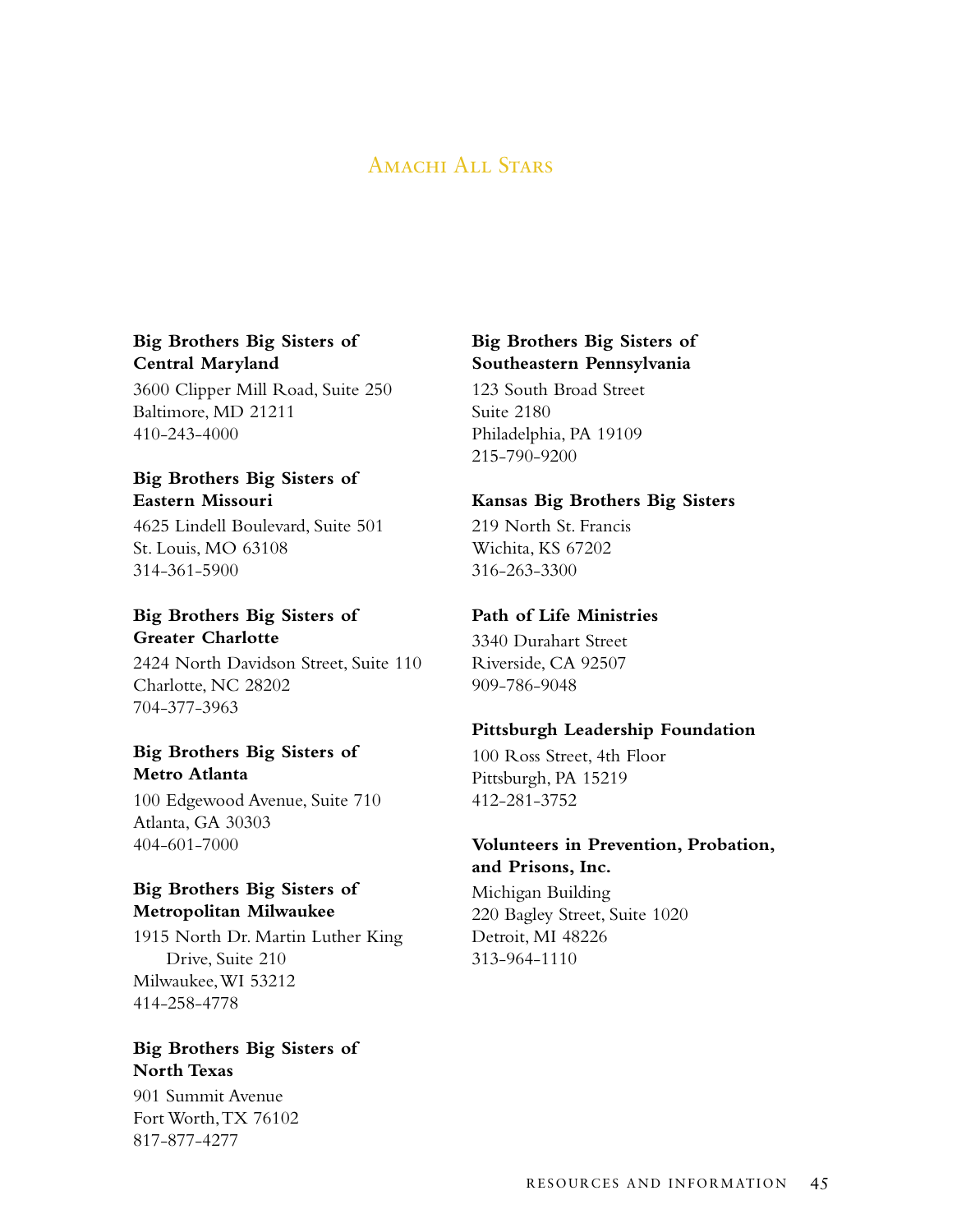## Amachi All Stars

**Big Brothers Big Sisters of Central Maryland**
3600 Clipper Mill Road, Suite 250
Baltimore, MD 21211
410-243-4000

**Big Brothers Big Sisters of Eastern Missouri**
4625 Lindell Boulevard, Suite 501
St. Louis, MO 63108
314-361-5900

**Big Brothers Big Sisters of Greater Charlotte**
2424 North Davidson Street, Suite 110
Charlotte, NC 28202
704-377-3963

**Big Brothers Big Sisters of Metro Atlanta**
100 Edgewood Avenue, Suite 710
Atlanta, GA 30303
404-601-7000

**Big Brothers Big Sisters of Metropolitan Milwaukee**
1915 North Dr. Martin Luther King Drive, Suite 210
Milwaukee, WI 53212
414-258-4778

**Big Brothers Big Sisters of North Texas**
901 Summit Avenue
Fort Worth, TX 76102
817-877-4277

**Big Brothers Big Sisters of Southeastern Pennsylvania**
123 South Broad Street
Suite 2180
Philadelphia, PA 19109
215-790-9200

**Kansas Big Brothers Big Sisters**
219 North St. Francis
Wichita, KS 67202
316-263-3300

**Path of Life Ministries**
3340 Durahart Street
Riverside, CA 92507
909-786-9048

**Pittsburgh Leadership Foundation**
100 Ross Street, 4th Floor
Pittsburgh, PA 15219
412-281-3752

**Volunteers in Prevention, Probation, and Prisons, Inc.**
Michigan Building
220 Bagley Street, Suite 1020
Detroit, MI 48226
313-964-1110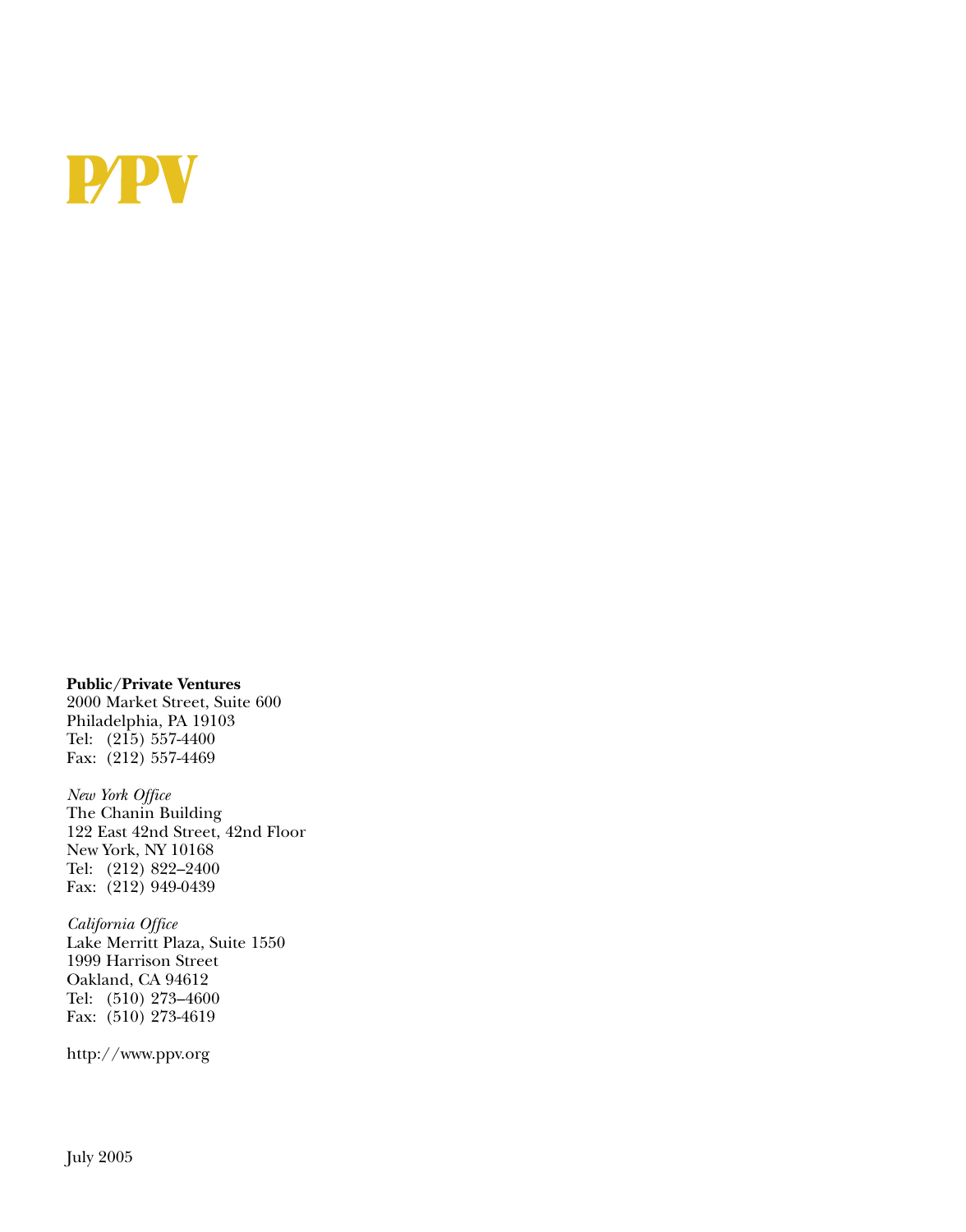P/PV

**Public/Private Ventures**
2000 Market Street, Suite 600
Philadelphia, PA 19103
Tel: (215) 557-4400
Fax: (212) 557-4469

*New York Office*
The Chanin Building
122 East 42nd Street, 42nd Floor
New York, NY 10168
Tel: (212) 822–2400
Fax: (212) 949-0439

*California Office*
Lake Merritt Plaza, Suite 1550
1999 Harrison Street
Oakland, CA 94612
Tel: (510) 273–4600
Fax: (510) 273-4619

http://www.ppv.org

July 2005